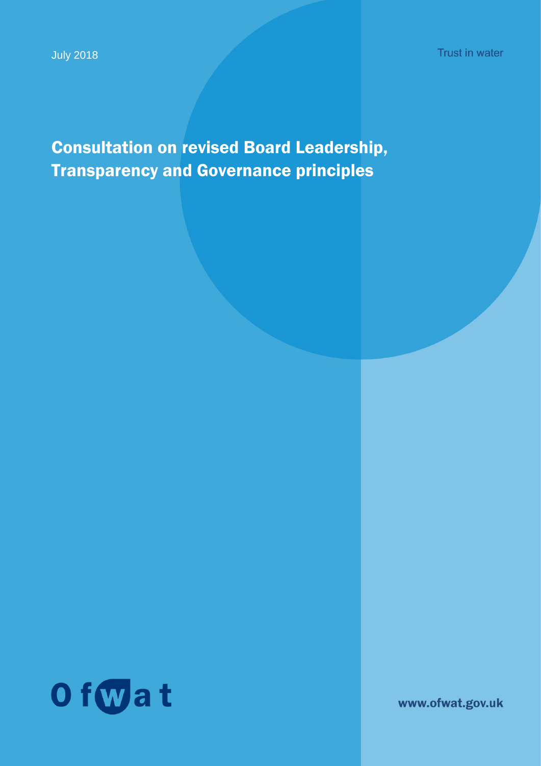July 2018

Trust in water

# Consultation on revised Board Leadership, Transparency and Governance principles

Ofwat

www.ofwat.gov.uk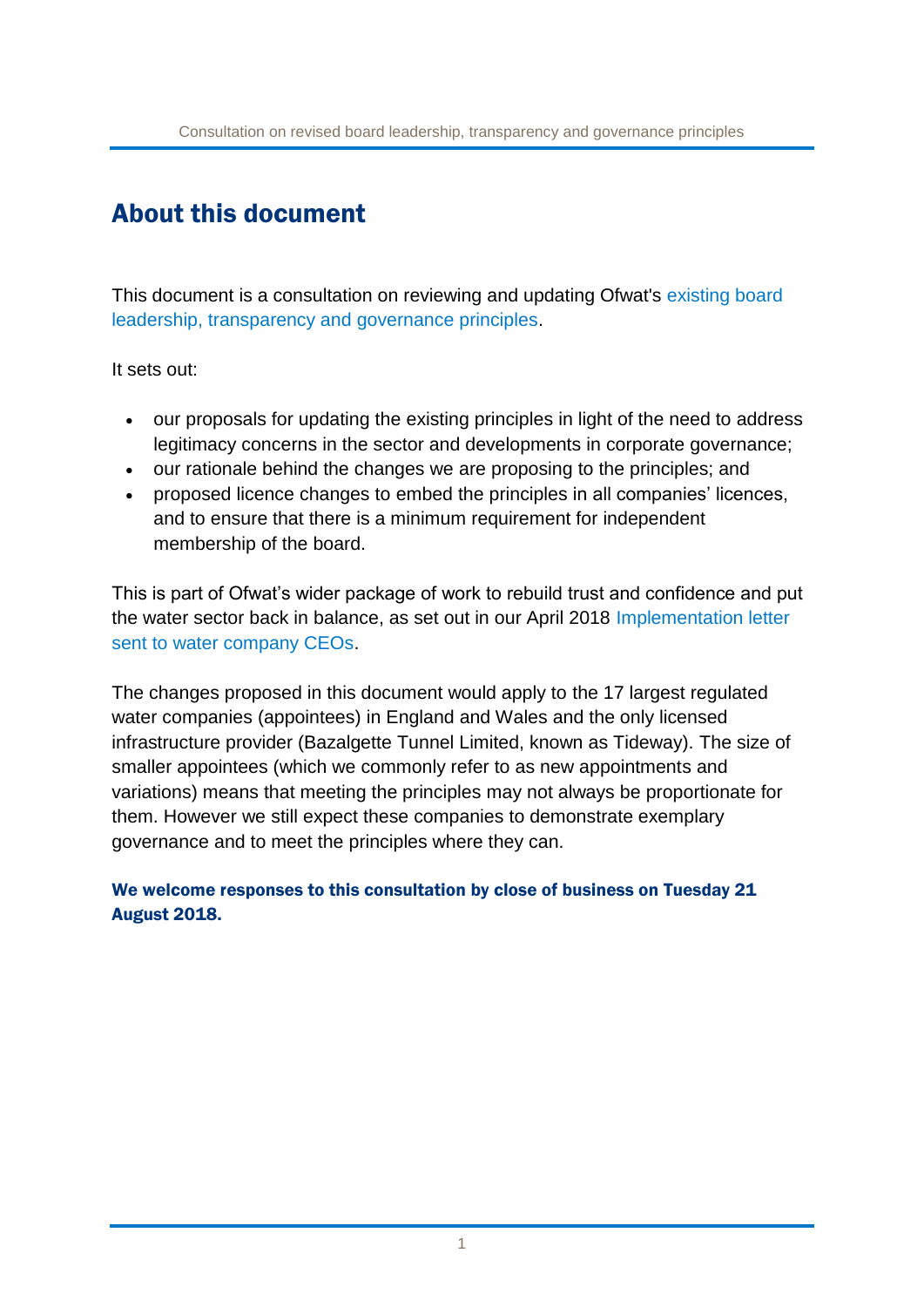## About this document

This document is a consultation on reviewing and updating Ofwat's existing board leadership, transparency and governance principles.

It sets out:

- our proposals for updating the existing principles in light of the need to address legitimacy concerns in the sector and developments in corporate governance;
- our rationale behind the changes we are proposing to the principles; and
- proposed licence changes to embed the principles in all companies' licences, and to ensure that there is a minimum requirement for independent membership of the board.

This is part of Ofwat's wider package of work to rebuild trust and confidence and put the water sector back in balance, as set out in our April 2018 Implementation letter sent to water company CEOs.

The changes proposed in this document would apply to the 17 largest regulated water companies (appointees) in England and Wales and the only licensed infrastructure provider (Bazalgette Tunnel Limited, known as Tideway). The size of smaller appointees (which we commonly refer to as new appointments and variations) means that meeting the principles may not always be proportionate for them. However we still expect these companies to demonstrate exemplary governance and to meet the principles where they can.

**We welcome responses to this consultation by close of business on Tuesday 21 August 2018.**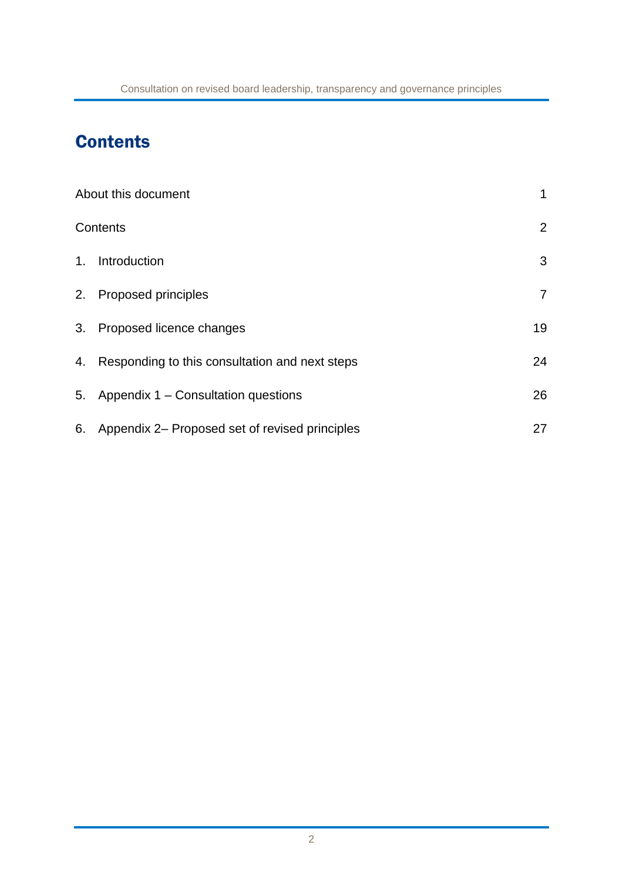# Contents

| | |
|---|---|
| About this document | 1 |
| Contents | 2 |
| 1. Introduction | 3 |
| 2. Proposed principles | 7 |
| 3. Proposed licence changes | 19 |
| 4. Responding to this consultation and next steps | 24 |
| 5. Appendix 1 – Consultation questions | 26 |
| 6. Appendix 2– Proposed set of revised principles | 27 |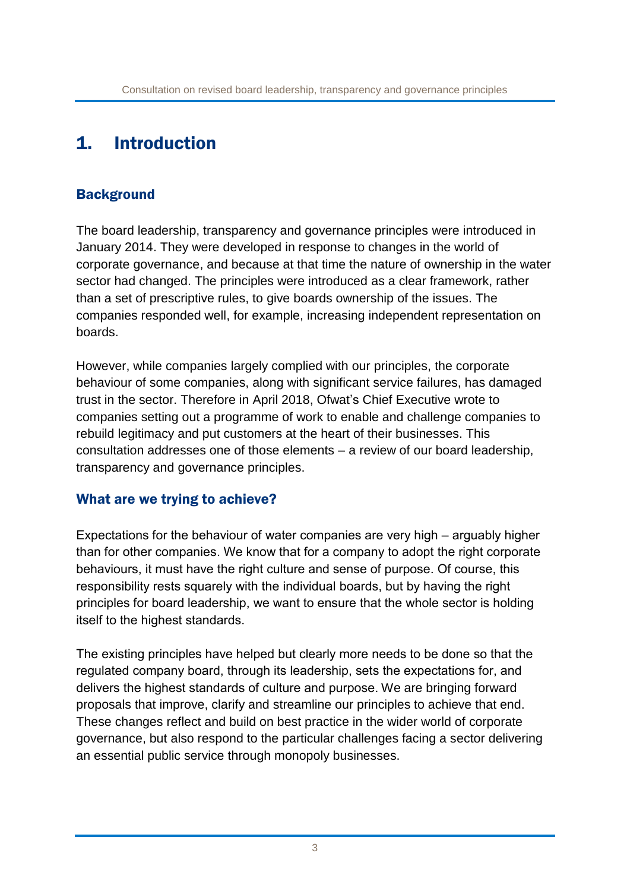# 1. Introduction

## Background

The board leadership, transparency and governance principles were introduced in January 2014. They were developed in response to changes in the world of corporate governance, and because at that time the nature of ownership in the water sector had changed. The principles were introduced as a clear framework, rather than a set of prescriptive rules, to give boards ownership of the issues. The companies responded well, for example, increasing independent representation on boards.

However, while companies largely complied with our principles, the corporate behaviour of some companies, along with significant service failures, has damaged trust in the sector. Therefore in April 2018, Ofwat's Chief Executive wrote to companies setting out a programme of work to enable and challenge companies to rebuild legitimacy and put customers at the heart of their businesses. This consultation addresses one of those elements – a review of our board leadership, transparency and governance principles.

## What are we trying to achieve?

Expectations for the behaviour of water companies are very high – arguably higher than for other companies. We know that for a company to adopt the right corporate behaviours, it must have the right culture and sense of purpose. Of course, this responsibility rests squarely with the individual boards, but by having the right principles for board leadership, we want to ensure that the whole sector is holding itself to the highest standards.

The existing principles have helped but clearly more needs to be done so that the regulated company board, through its leadership, sets the expectations for, and delivers the highest standards of culture and purpose. We are bringing forward proposals that improve, clarify and streamline our principles to achieve that end. These changes reflect and build on best practice in the wider world of corporate governance, but also respond to the particular challenges facing a sector delivering an essential public service through monopoly businesses.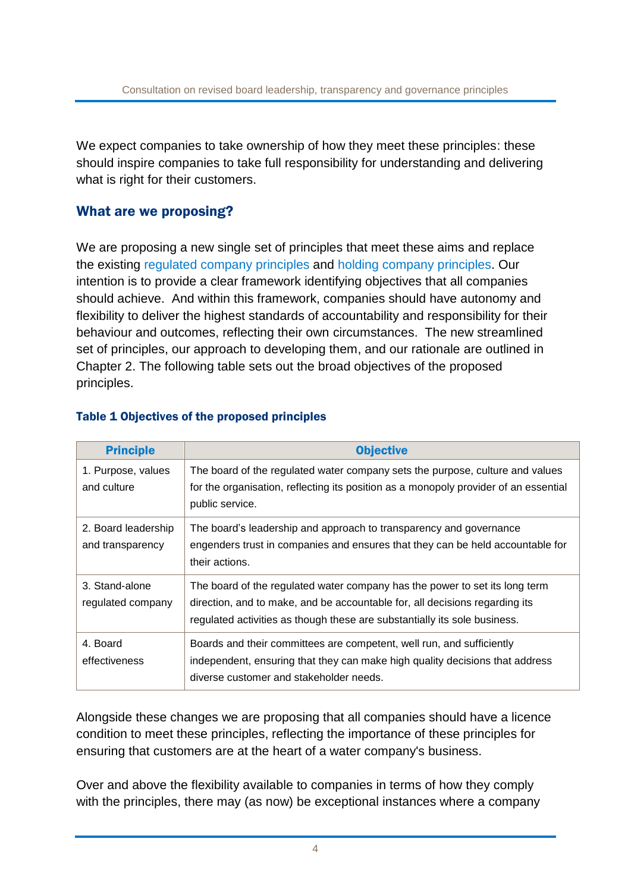We expect companies to take ownership of how they meet these principles: these should inspire companies to take full responsibility for understanding and delivering what is right for their customers.

## What are we proposing?

We are proposing a new single set of principles that meet these aims and replace the existing regulated company principles and holding company principles. Our intention is to provide a clear framework identifying objectives that all companies should achieve. And within this framework, companies should have autonomy and flexibility to deliver the highest standards of accountability and responsibility for their behaviour and outcomes, reflecting their own circumstances. The new streamlined set of principles, our approach to developing them, and our rationale are outlined in Chapter 2. The following table sets out the broad objectives of the proposed principles.

**Table 1 Objectives of the proposed principles**

| Principle | Objective |
|---|---|
| 1. Purpose, values and culture | The board of the regulated water company sets the purpose, culture and values for the organisation, reflecting its position as a monopoly provider of an essential public service. |
| 2. Board leadership and transparency | The board's leadership and approach to transparency and governance engenders trust in companies and ensures that they can be held accountable for their actions. |
| 3. Stand-alone regulated company | The board of the regulated water company has the power to set its long term direction, and to make, and be accountable for, all decisions regarding its regulated activities as though these are substantially its sole business. |
| 4. Board effectiveness | Boards and their committees are competent, well run, and sufficiently independent, ensuring that they can make high quality decisions that address diverse customer and stakeholder needs. |

Alongside these changes we are proposing that all companies should have a licence condition to meet these principles, reflecting the importance of these principles for ensuring that customers are at the heart of a water company's business.

Over and above the flexibility available to companies in terms of how they comply with the principles, there may (as now) be exceptional instances where a company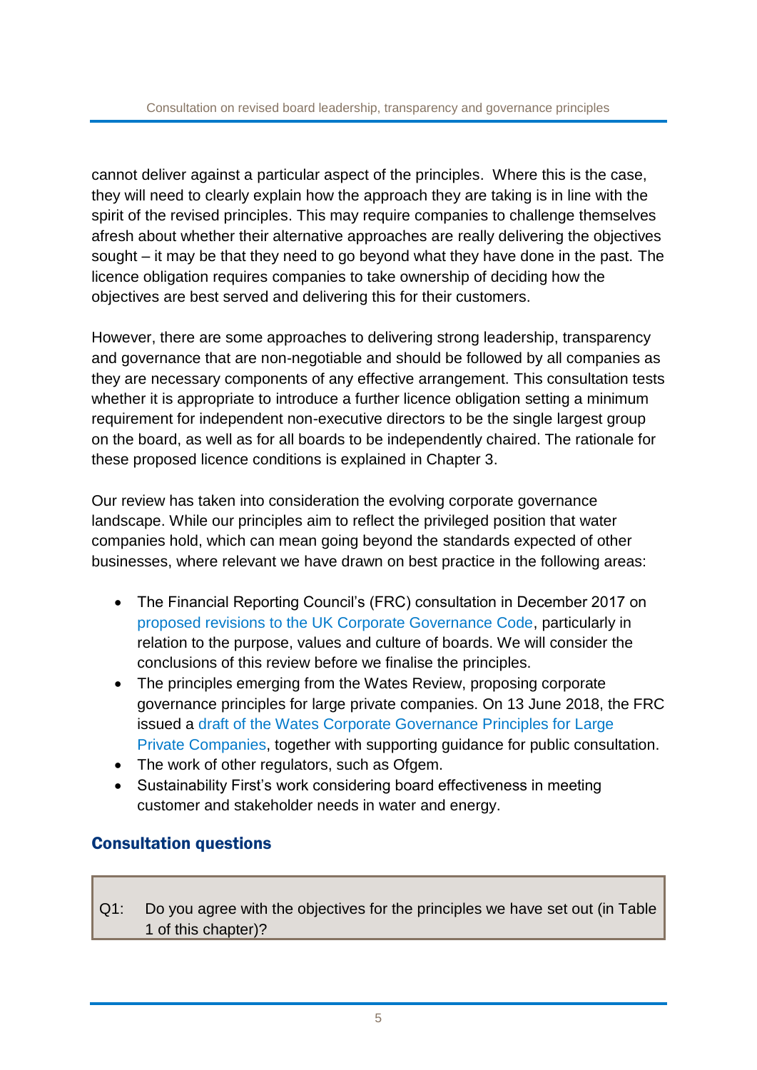cannot deliver against a particular aspect of the principles.  Where this is the case, they will need to clearly explain how the approach they are taking is in line with the spirit of the revised principles. This may require companies to challenge themselves afresh about whether their alternative approaches are really delivering the objectives sought – it may be that they need to go beyond what they have done in the past. The licence obligation requires companies to take ownership of deciding how the objectives are best served and delivering this for their customers.

However, there are some approaches to delivering strong leadership, transparency and governance that are non-negotiable and should be followed by all companies as they are necessary components of any effective arrangement. This consultation tests whether it is appropriate to introduce a further licence obligation setting a minimum requirement for independent non-executive directors to be the single largest group on the board, as well as for all boards to be independently chaired. The rationale for these proposed licence conditions is explained in Chapter 3.

Our review has taken into consideration the evolving corporate governance landscape. While our principles aim to reflect the privileged position that water companies hold, which can mean going beyond the standards expected of other businesses, where relevant we have drawn on best practice in the following areas:

- The Financial Reporting Council's (FRC) consultation in December 2017 on proposed revisions to the UK Corporate Governance Code, particularly in relation to the purpose, values and culture of boards. We will consider the conclusions of this review before we finalise the principles.
- The principles emerging from the Wates Review, proposing corporate governance principles for large private companies. On 13 June 2018, the FRC issued a draft of the Wates Corporate Governance Principles for Large Private Companies, together with supporting guidance for public consultation.
- The work of other regulators, such as Ofgem.
- Sustainability First's work considering board effectiveness in meeting customer and stakeholder needs in water and energy.

## Consultation questions

Q1: Do you agree with the objectives for the principles we have set out (in Table 1 of this chapter)?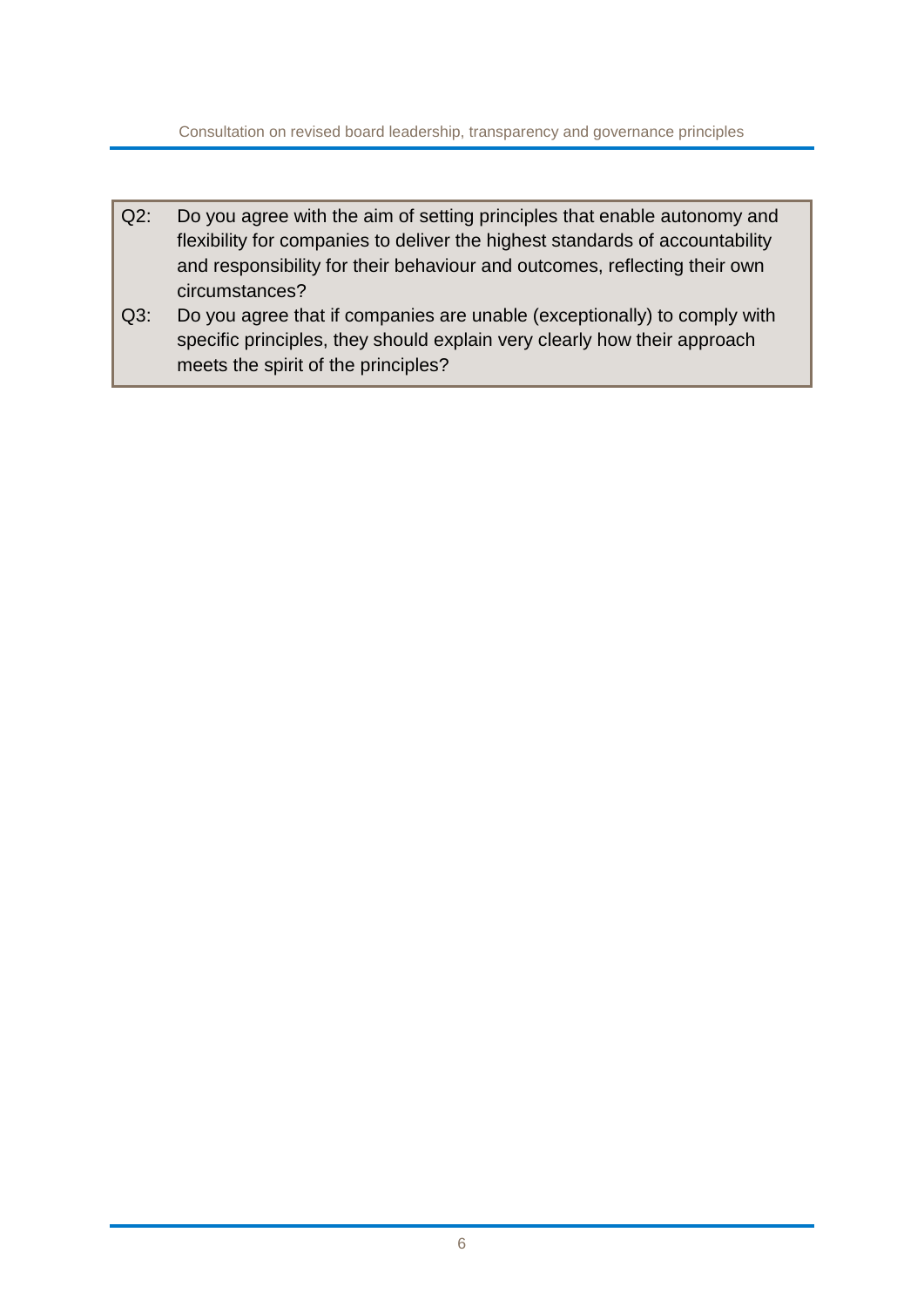Q2: Do you agree with the aim of setting principles that enable autonomy and flexibility for companies to deliver the highest standards of accountability and responsibility for their behaviour and outcomes, reflecting their own circumstances?

Q3: Do you agree that if companies are unable (exceptionally) to comply with specific principles, they should explain very clearly how their approach meets the spirit of the principles?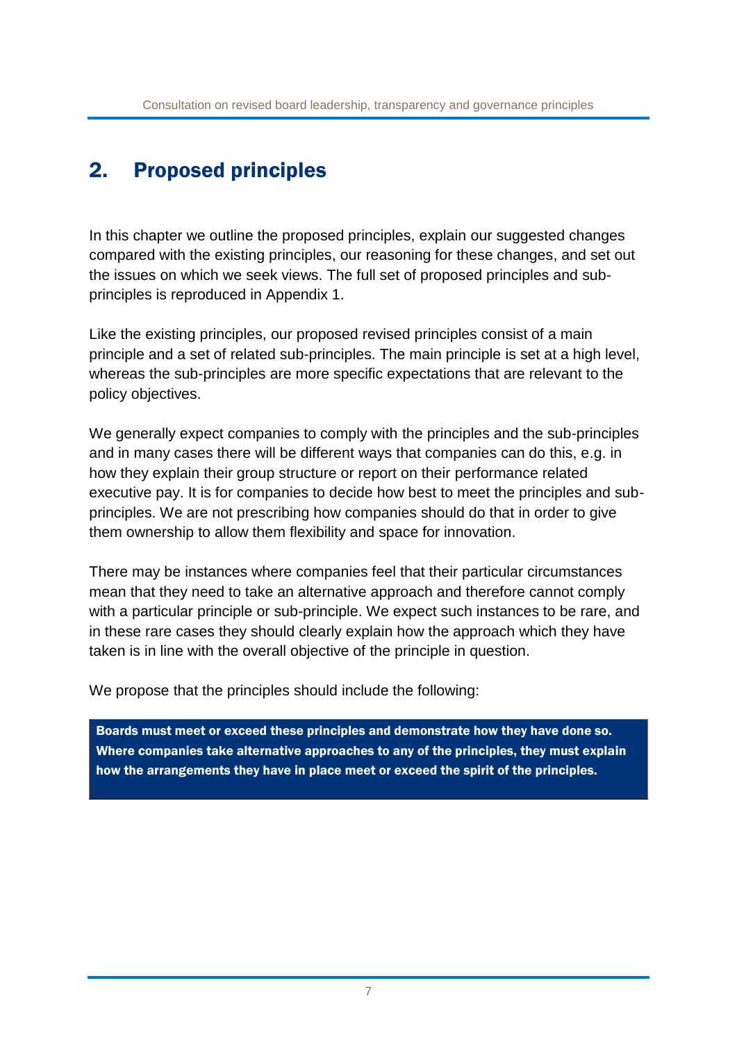## 2. Proposed principles

In this chapter we outline the proposed principles, explain our suggested changes compared with the existing principles, our reasoning for these changes, and set out the issues on which we seek views. The full set of proposed principles and sub-principles is reproduced in Appendix 1.

Like the existing principles, our proposed revised principles consist of a main principle and a set of related sub-principles. The main principle is set at a high level, whereas the sub-principles are more specific expectations that are relevant to the policy objectives.

We generally expect companies to comply with the principles and the sub-principles and in many cases there will be different ways that companies can do this, e.g. in how they explain their group structure or report on their performance related executive pay. It is for companies to decide how best to meet the principles and sub-principles. We are not prescribing how companies should do that in order to give them ownership to allow them flexibility and space for innovation.

There may be instances where companies feel that their particular circumstances mean that they need to take an alternative approach and therefore cannot comply with a particular principle or sub-principle. We expect such instances to be rare, and in these rare cases they should clearly explain how the approach which they have taken is in line with the overall objective of the principle in question.

We propose that the principles should include the following:

**Boards must meet or exceed these principles and demonstrate how they have done so. Where companies take alternative approaches to any of the principles, they must explain how the arrangements they have in place meet or exceed the spirit of the principles.**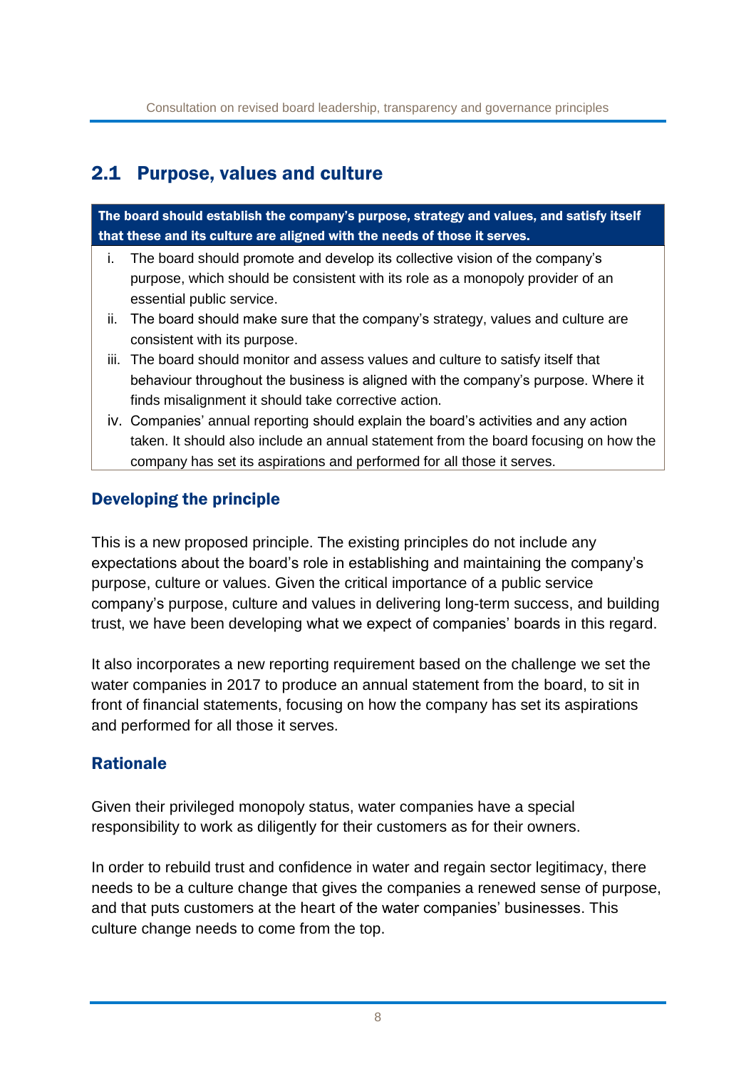## 2.1 Purpose, values and culture

**The board should establish the company's purpose, strategy and values, and satisfy itself that these and its culture are aligned with the needs of those it serves.**

i. The board should promote and develop its collective vision of the company's purpose, which should be consistent with its role as a monopoly provider of an essential public service.

ii. The board should make sure that the company's strategy, values and culture are consistent with its purpose.

iii. The board should monitor and assess values and culture to satisfy itself that behaviour throughout the business is aligned with the company's purpose. Where it finds misalignment it should take corrective action.

iv. Companies' annual reporting should explain the board's activities and any action taken. It should also include an annual statement from the board focusing on how the company has set its aspirations and performed for all those it serves.

### Developing the principle

This is a new proposed principle. The existing principles do not include any expectations about the board's role in establishing and maintaining the company's purpose, culture or values. Given the critical importance of a public service company's purpose, culture and values in delivering long-term success, and building trust, we have been developing what we expect of companies' boards in this regard.

It also incorporates a new reporting requirement based on the challenge we set the water companies in 2017 to produce an annual statement from the board, to sit in front of financial statements, focusing on how the company has set its aspirations and performed for all those it serves.

### Rationale

Given their privileged monopoly status, water companies have a special responsibility to work as diligently for their customers as for their owners.

In order to rebuild trust and confidence in water and regain sector legitimacy, there needs to be a culture change that gives the companies a renewed sense of purpose, and that puts customers at the heart of the water companies' businesses. This culture change needs to come from the top.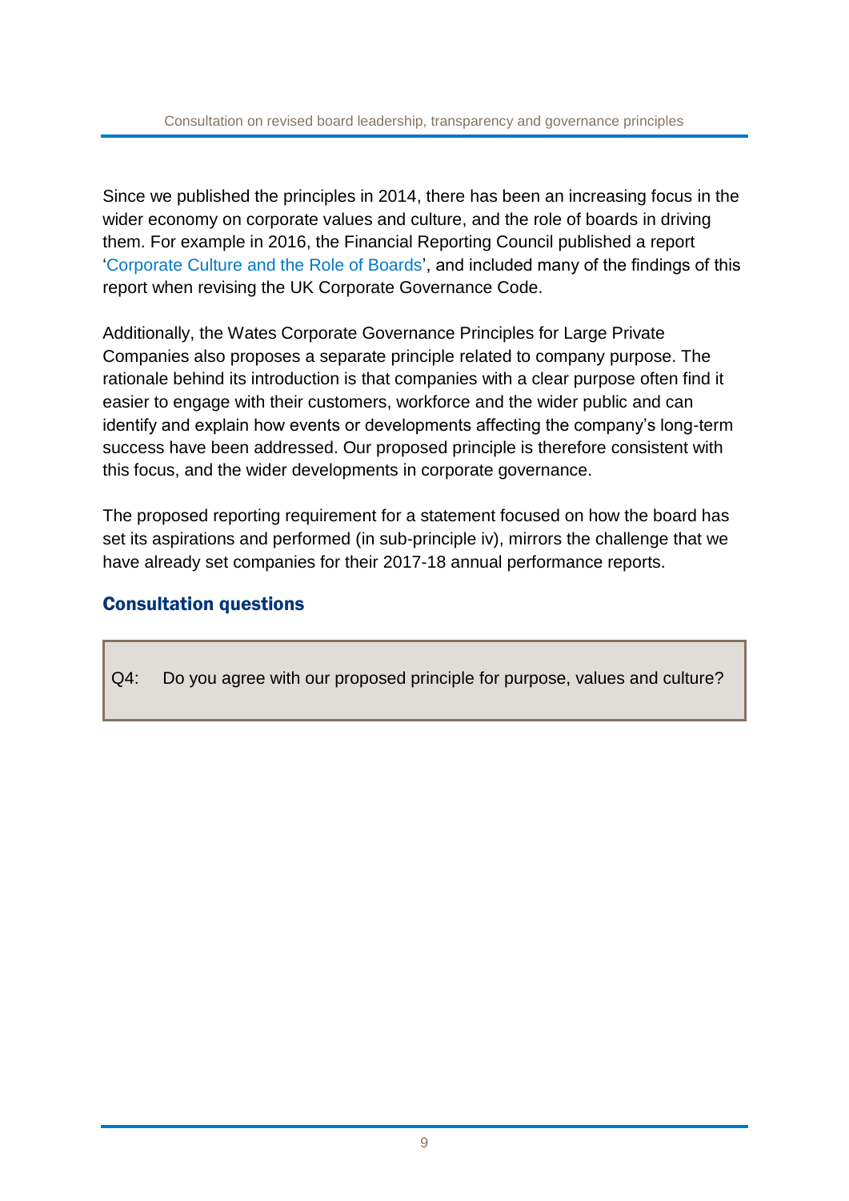Since we published the principles in 2014, there has been an increasing focus in the wider economy on corporate values and culture, and the role of boards in driving them. For example in 2016, the Financial Reporting Council published a report 'Corporate Culture and the Role of Boards', and included many of the findings of this report when revising the UK Corporate Governance Code.

Additionally, the Wates Corporate Governance Principles for Large Private Companies also proposes a separate principle related to company purpose. The rationale behind its introduction is that companies with a clear purpose often find it easier to engage with their customers, workforce and the wider public and can identify and explain how events or developments affecting the company's long-term success have been addressed. Our proposed principle is therefore consistent with this focus, and the wider developments in corporate governance.

The proposed reporting requirement for a statement focused on how the board has set its aspirations and performed (in sub-principle iv), mirrors the challenge that we have already set companies for their 2017-18 annual performance reports.

### Consultation questions

Q4: Do you agree with our proposed principle for purpose, values and culture?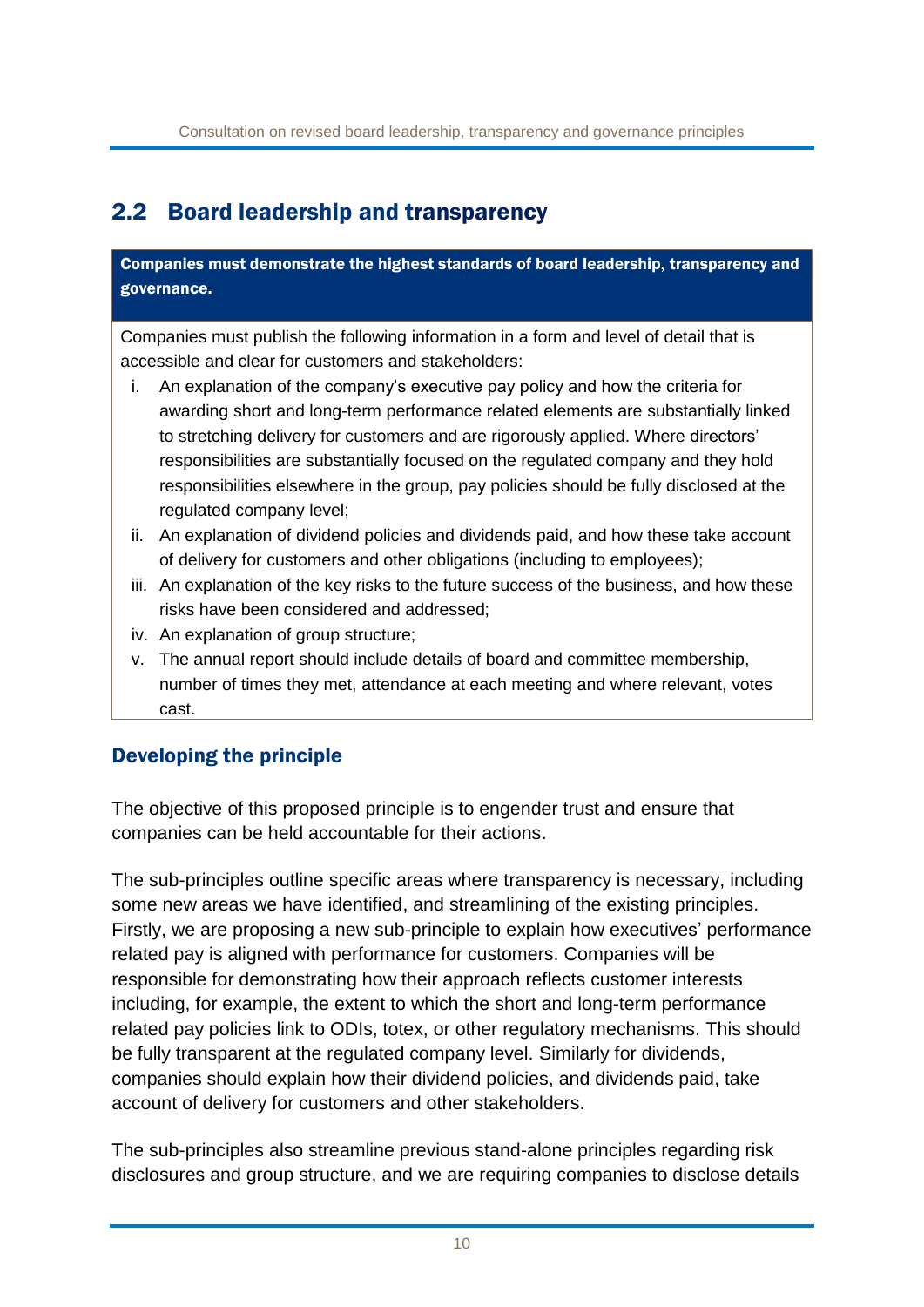## 2.2 Board leadership and transparency

**Companies must demonstrate the highest standards of board leadership, transparency and governance.**

Companies must publish the following information in a form and level of detail that is accessible and clear for customers and stakeholders:

i. An explanation of the company's executive pay policy and how the criteria for awarding short and long-term performance related elements are substantially linked to stretching delivery for customers and are rigorously applied. Where directors' responsibilities are substantially focused on the regulated company and they hold responsibilities elsewhere in the group, pay policies should be fully disclosed at the regulated company level;
ii. An explanation of dividend policies and dividends paid, and how these take account of delivery for customers and other obligations (including to employees);
iii. An explanation of the key risks to the future success of the business, and how these risks have been considered and addressed;
iv. An explanation of group structure;
v. The annual report should include details of board and committee membership, number of times they met, attendance at each meeting and where relevant, votes cast.

### Developing the principle

The objective of this proposed principle is to engender trust and ensure that companies can be held accountable for their actions.

The sub-principles outline specific areas where transparency is necessary, including some new areas we have identified, and streamlining of the existing principles. Firstly, we are proposing a new sub-principle to explain how executives' performance related pay is aligned with performance for customers. Companies will be responsible for demonstrating how their approach reflects customer interests including, for example, the extent to which the short and long-term performance related pay policies link to ODIs, totex, or other regulatory mechanisms. This should be fully transparent at the regulated company level. Similarly for dividends, companies should explain how their dividend policies, and dividends paid, take account of delivery for customers and other stakeholders.

The sub-principles also streamline previous stand-alone principles regarding risk disclosures and group structure, and we are requiring companies to disclose details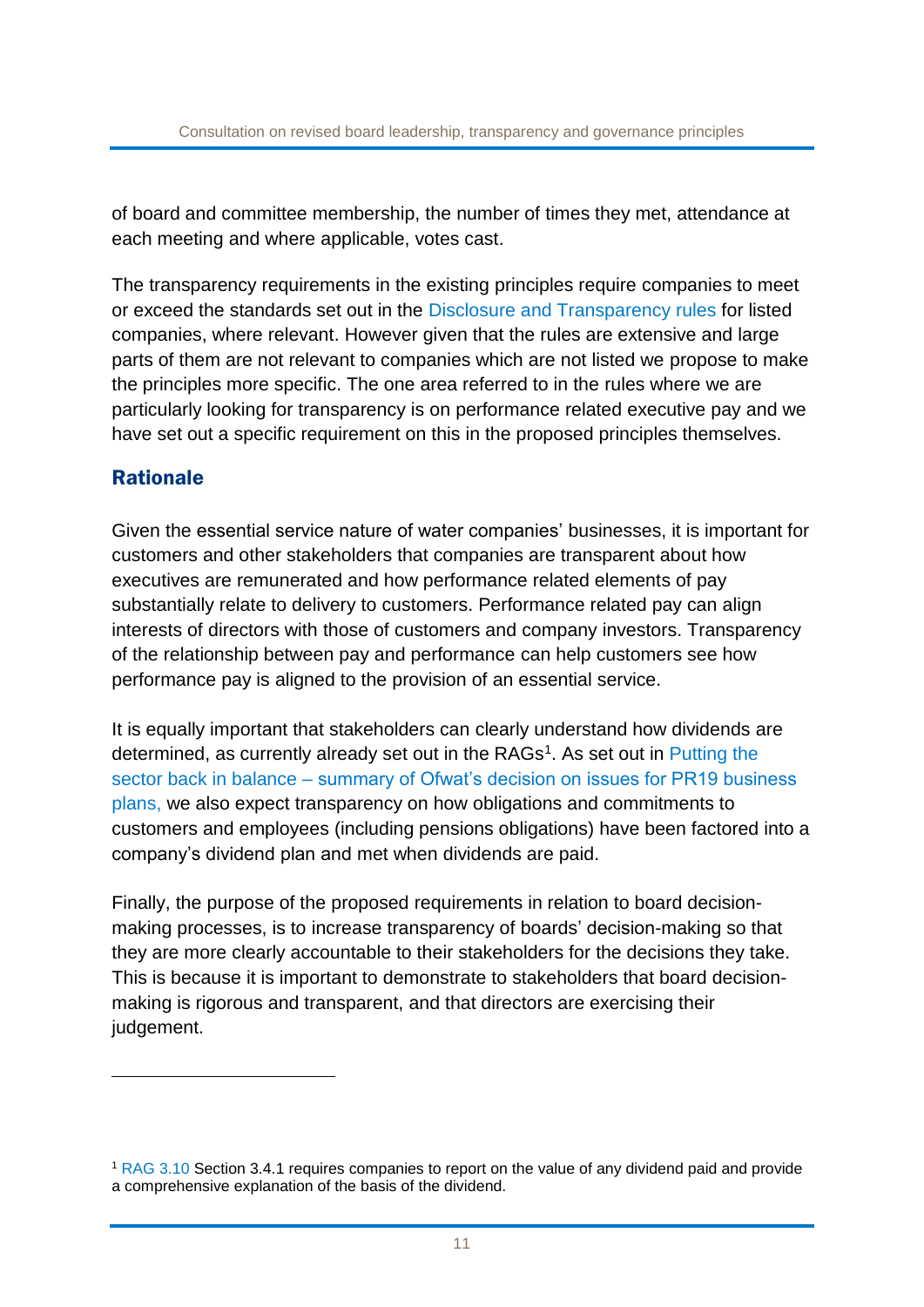of board and committee membership, the number of times they met, attendance at each meeting and where applicable, votes cast.

The transparency requirements in the existing principles require companies to meet or exceed the standards set out in the Disclosure and Transparency rules for listed companies, where relevant. However given that the rules are extensive and large parts of them are not relevant to companies which are not listed we propose to make the principles more specific. The one area referred to in the rules where we are particularly looking for transparency is on performance related executive pay and we have set out a specific requirement on this in the proposed principles themselves.

## Rationale

Given the essential service nature of water companies' businesses, it is important for customers and other stakeholders that companies are transparent about how executives are remunerated and how performance related elements of pay substantially relate to delivery to customers. Performance related pay can align interests of directors with those of customers and company investors. Transparency of the relationship between pay and performance can help customers see how performance pay is aligned to the provision of an essential service.

It is equally important that stakeholders can clearly understand how dividends are determined, as currently already set out in the RAGs[1]. As set out in Putting the sector back in balance – summary of Ofwat's decision on issues for PR19 business plans, we also expect transparency on how obligations and commitments to customers and employees (including pensions obligations) have been factored into a company's dividend plan and met when dividends are paid.

Finally, the purpose of the proposed requirements in relation to board decision-making processes, is to increase transparency of boards' decision-making so that they are more clearly accountable to their stakeholders for the decisions they take. This is because it is important to demonstrate to stakeholders that board decision-making is rigorous and transparent, and that directors are exercising their judgement.

---

[1] RAG 3.10 Section 3.4.1 requires companies to report on the value of any dividend paid and provide a comprehensive explanation of the basis of the dividend.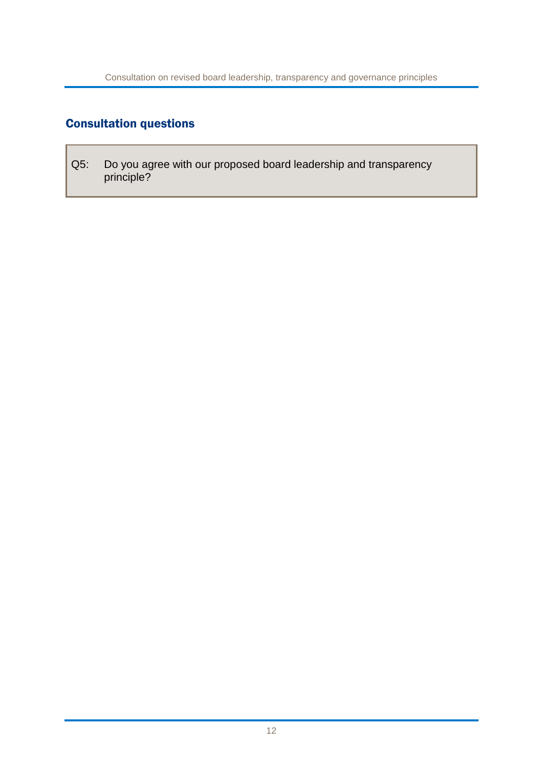## Consultation questions

> Q5: Do you agree with our proposed board leadership and transparency principle?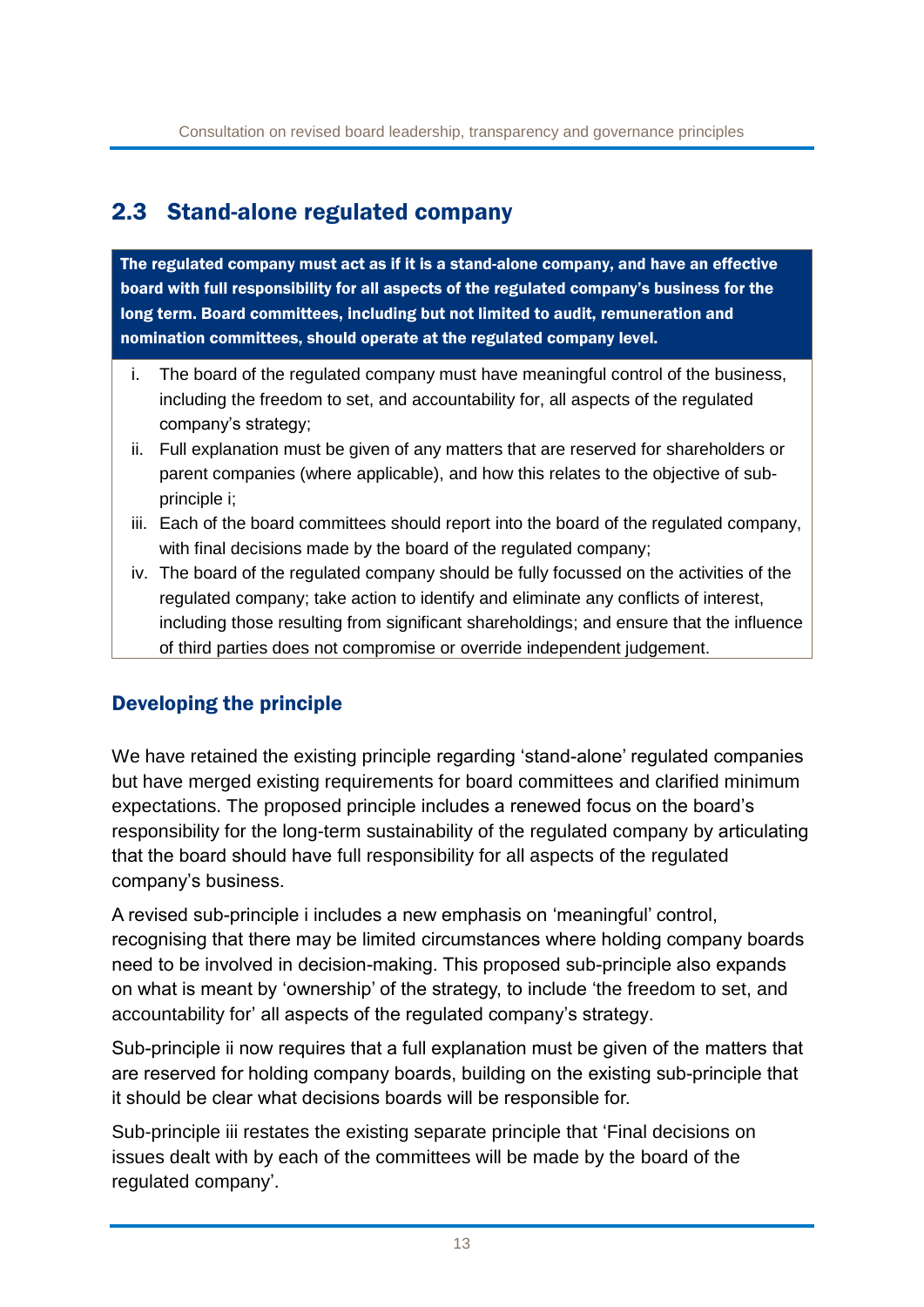## 2.3 Stand-alone regulated company

**The regulated company must act as if it is a stand-alone company, and have an effective board with full responsibility for all aspects of the regulated company's business for the long term. Board committees, including but not limited to audit, remuneration and nomination committees, should operate at the regulated company level.**

i. The board of the regulated company must have meaningful control of the business, including the freedom to set, and accountability for, all aspects of the regulated company's strategy;

ii. Full explanation must be given of any matters that are reserved for shareholders or parent companies (where applicable), and how this relates to the objective of sub-principle i;

iii. Each of the board committees should report into the board of the regulated company, with final decisions made by the board of the regulated company;

iv. The board of the regulated company should be fully focussed on the activities of the regulated company; take action to identify and eliminate any conflicts of interest, including those resulting from significant shareholdings; and ensure that the influence of third parties does not compromise or override independent judgement.

### Developing the principle

We have retained the existing principle regarding 'stand-alone' regulated companies but have merged existing requirements for board committees and clarified minimum expectations. The proposed principle includes a renewed focus on the board's responsibility for the long-term sustainability of the regulated company by articulating that the board should have full responsibility for all aspects of the regulated company's business.

A revised sub-principle i includes a new emphasis on 'meaningful' control, recognising that there may be limited circumstances where holding company boards need to be involved in decision-making. This proposed sub-principle also expands on what is meant by 'ownership' of the strategy, to include 'the freedom to set, and accountability for' all aspects of the regulated company's strategy.

Sub-principle ii now requires that a full explanation must be given of the matters that are reserved for holding company boards, building on the existing sub-principle that it should be clear what decisions boards will be responsible for.

Sub-principle iii restates the existing separate principle that 'Final decisions on issues dealt with by each of the committees will be made by the board of the regulated company'.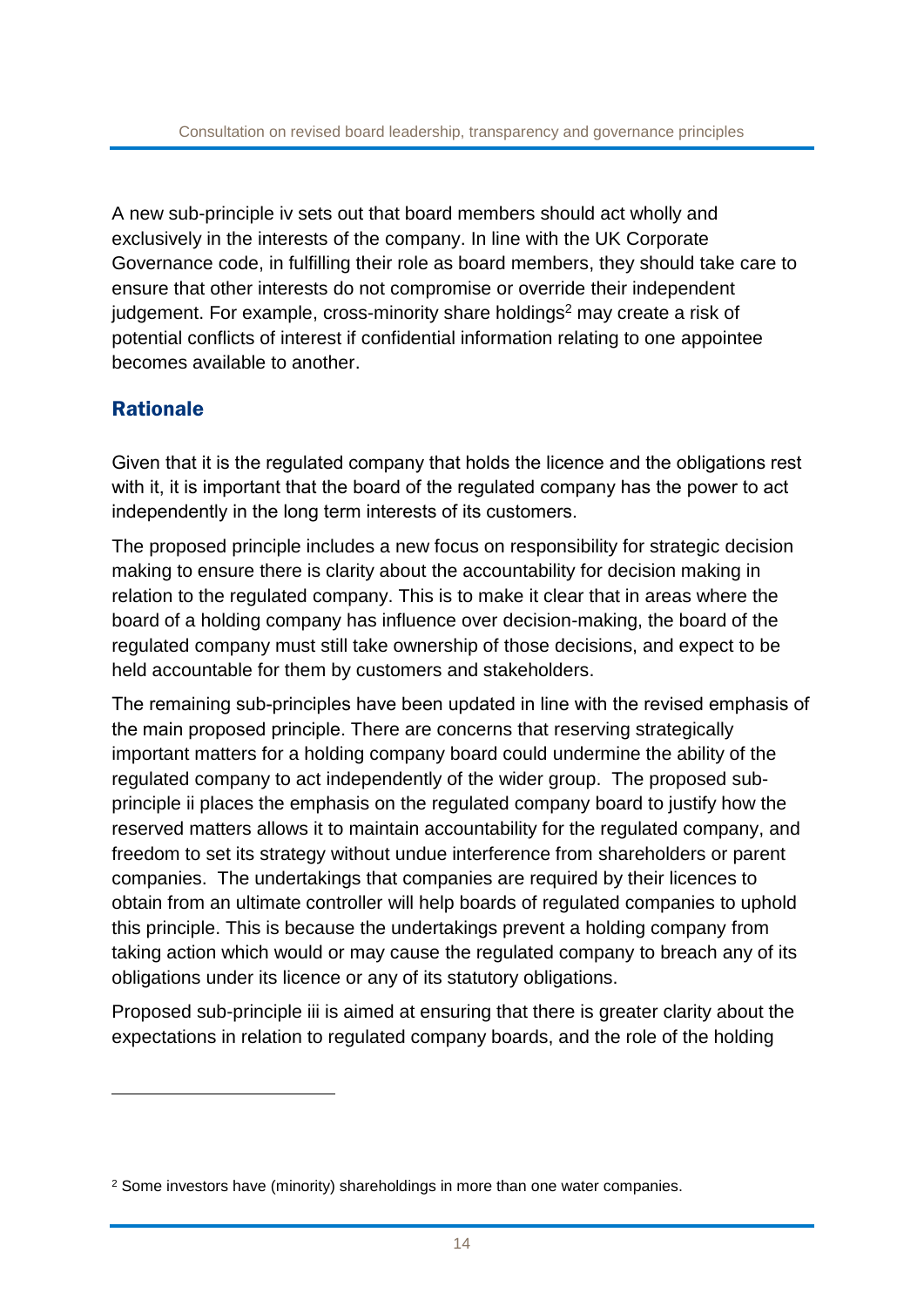A new sub-principle iv sets out that board members should act wholly and exclusively in the interests of the company. In line with the UK Corporate Governance code, in fulfilling their role as board members, they should take care to ensure that other interests do not compromise or override their independent judgement. For example, cross-minority share holdings[2] may create a risk of potential conflicts of interest if confidential information relating to one appointee becomes available to another.

## Rationale

Given that it is the regulated company that holds the licence and the obligations rest with it, it is important that the board of the regulated company has the power to act independently in the long term interests of its customers.

The proposed principle includes a new focus on responsibility for strategic decision making to ensure there is clarity about the accountability for decision making in relation to the regulated company. This is to make it clear that in areas where the board of a holding company has influence over decision-making, the board of the regulated company must still take ownership of those decisions, and expect to be held accountable for them by customers and stakeholders.

The remaining sub-principles have been updated in line with the revised emphasis of the main proposed principle. There are concerns that reserving strategically important matters for a holding company board could undermine the ability of the regulated company to act independently of the wider group. The proposed sub-principle ii places the emphasis on the regulated company board to justify how the reserved matters allows it to maintain accountability for the regulated company, and freedom to set its strategy without undue interference from shareholders or parent companies. The undertakings that companies are required by their licences to obtain from an ultimate controller will help boards of regulated companies to uphold this principle. This is because the undertakings prevent a holding company from taking action which would or may cause the regulated company to breach any of its obligations under its licence or any of its statutory obligations.

Proposed sub-principle iii is aimed at ensuring that there is greater clarity about the expectations in relation to regulated company boards, and the role of the holding

[2] Some investors have (minority) shareholdings in more than one water companies.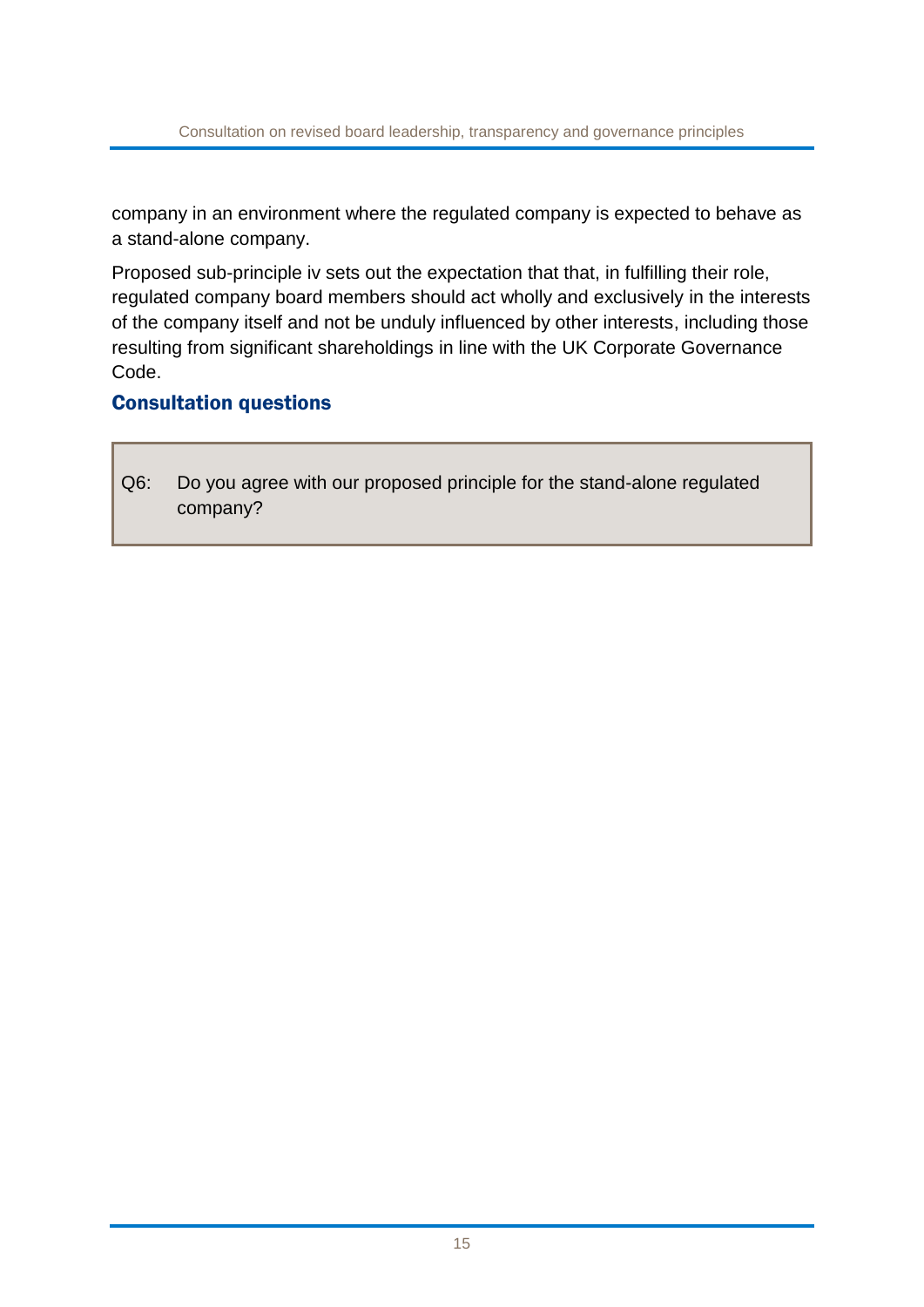company in an environment where the regulated company is expected to behave as a stand-alone company.

Proposed sub-principle iv sets out the expectation that that, in fulfilling their role, regulated company board members should act wholly and exclusively in the interests of the company itself and not be unduly influenced by other interests, including those resulting from significant shareholdings in line with the UK Corporate Governance Code.

## Consultation questions

Q6: Do you agree with our proposed principle for the stand-alone regulated company?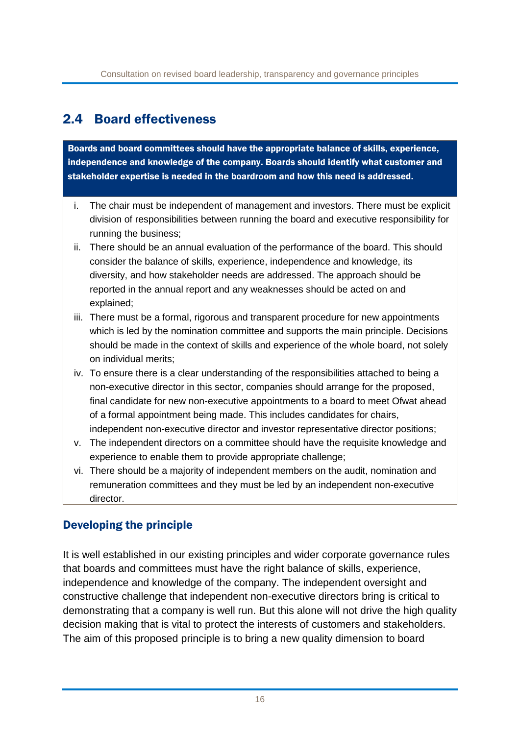## 2.4 Board effectiveness

**Boards and board committees should have the appropriate balance of skills, experience, independence and knowledge of the company. Boards should identify what customer and stakeholder expertise is needed in the boardroom and how this need is addressed.**

i. The chair must be independent of management and investors. There must be explicit division of responsibilities between running the board and executive responsibility for running the business;

ii. There should be an annual evaluation of the performance of the board. This should consider the balance of skills, experience, independence and knowledge, its diversity, and how stakeholder needs are addressed. The approach should be reported in the annual report and any weaknesses should be acted on and explained;

iii. There must be a formal, rigorous and transparent procedure for new appointments which is led by the nomination committee and supports the main principle. Decisions should be made in the context of skills and experience of the whole board, not solely on individual merits;

iv. To ensure there is a clear understanding of the responsibilities attached to being a non-executive director in this sector, companies should arrange for the proposed, final candidate for new non-executive appointments to a board to meet Ofwat ahead of a formal appointment being made. This includes candidates for chairs, independent non-executive director and investor representative director positions;

v. The independent directors on a committee should have the requisite knowledge and experience to enable them to provide appropriate challenge;

vi. There should be a majority of independent members on the audit, nomination and remuneration committees and they must be led by an independent non-executive director.

### Developing the principle

It is well established in our existing principles and wider corporate governance rules that boards and committees must have the right balance of skills, experience, independence and knowledge of the company. The independent oversight and constructive challenge that independent non-executive directors bring is critical to demonstrating that a company is well run. But this alone will not drive the high quality decision making that is vital to protect the interests of customers and stakeholders. The aim of this proposed principle is to bring a new quality dimension to board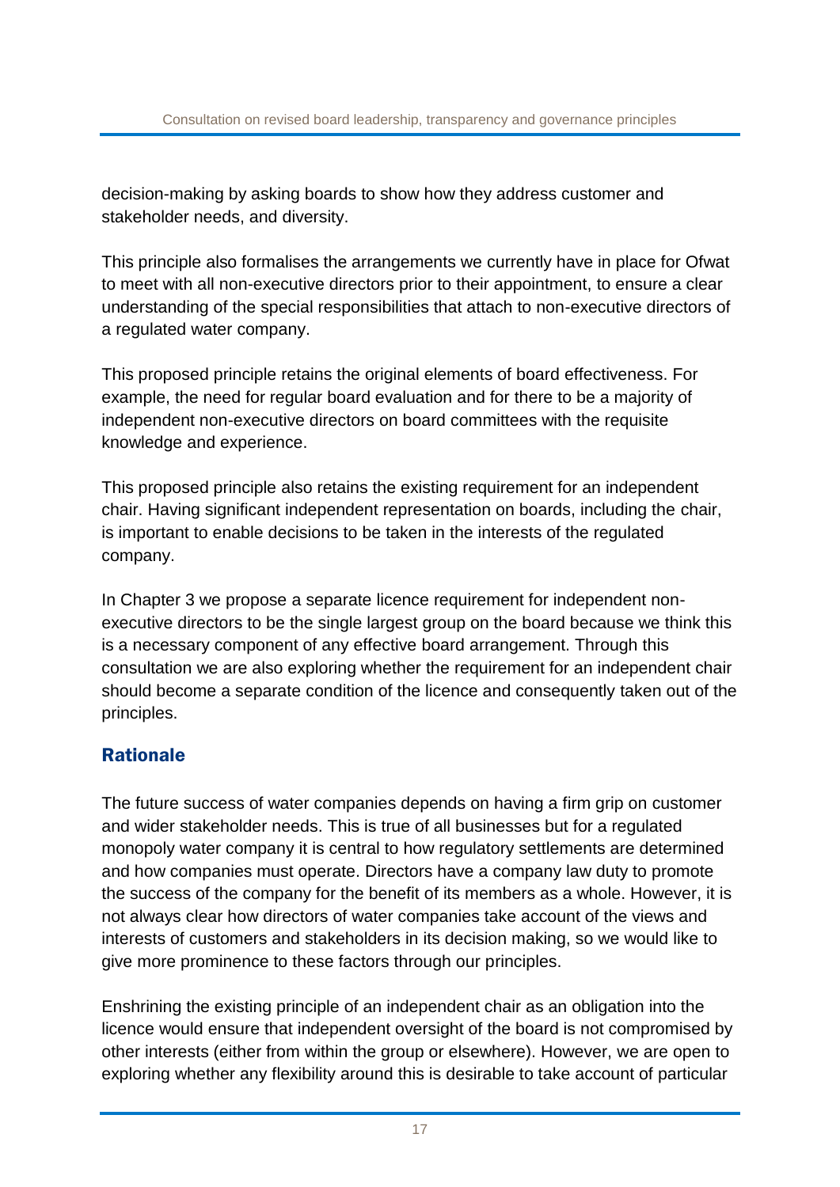decision-making by asking boards to show how they address customer and stakeholder needs, and diversity.

This principle also formalises the arrangements we currently have in place for Ofwat to meet with all non-executive directors prior to their appointment, to ensure a clear understanding of the special responsibilities that attach to non-executive directors of a regulated water company.

This proposed principle retains the original elements of board effectiveness. For example, the need for regular board evaluation and for there to be a majority of independent non-executive directors on board committees with the requisite knowledge and experience.

This proposed principle also retains the existing requirement for an independent chair. Having significant independent representation on boards, including the chair, is important to enable decisions to be taken in the interests of the regulated company.

In Chapter 3 we propose a separate licence requirement for independent non-executive directors to be the single largest group on the board because we think this is a necessary component of any effective board arrangement. Through this consultation we are also exploring whether the requirement for an independent chair should become a separate condition of the licence and consequently taken out of the principles.

## Rationale

The future success of water companies depends on having a firm grip on customer and wider stakeholder needs. This is true of all businesses but for a regulated monopoly water company it is central to how regulatory settlements are determined and how companies must operate. Directors have a company law duty to promote the success of the company for the benefit of its members as a whole. However, it is not always clear how directors of water companies take account of the views and interests of customers and stakeholders in its decision making, so we would like to give more prominence to these factors through our principles.

Enshrining the existing principle of an independent chair as an obligation into the licence would ensure that independent oversight of the board is not compromised by other interests (either from within the group or elsewhere). However, we are open to exploring whether any flexibility around this is desirable to take account of particular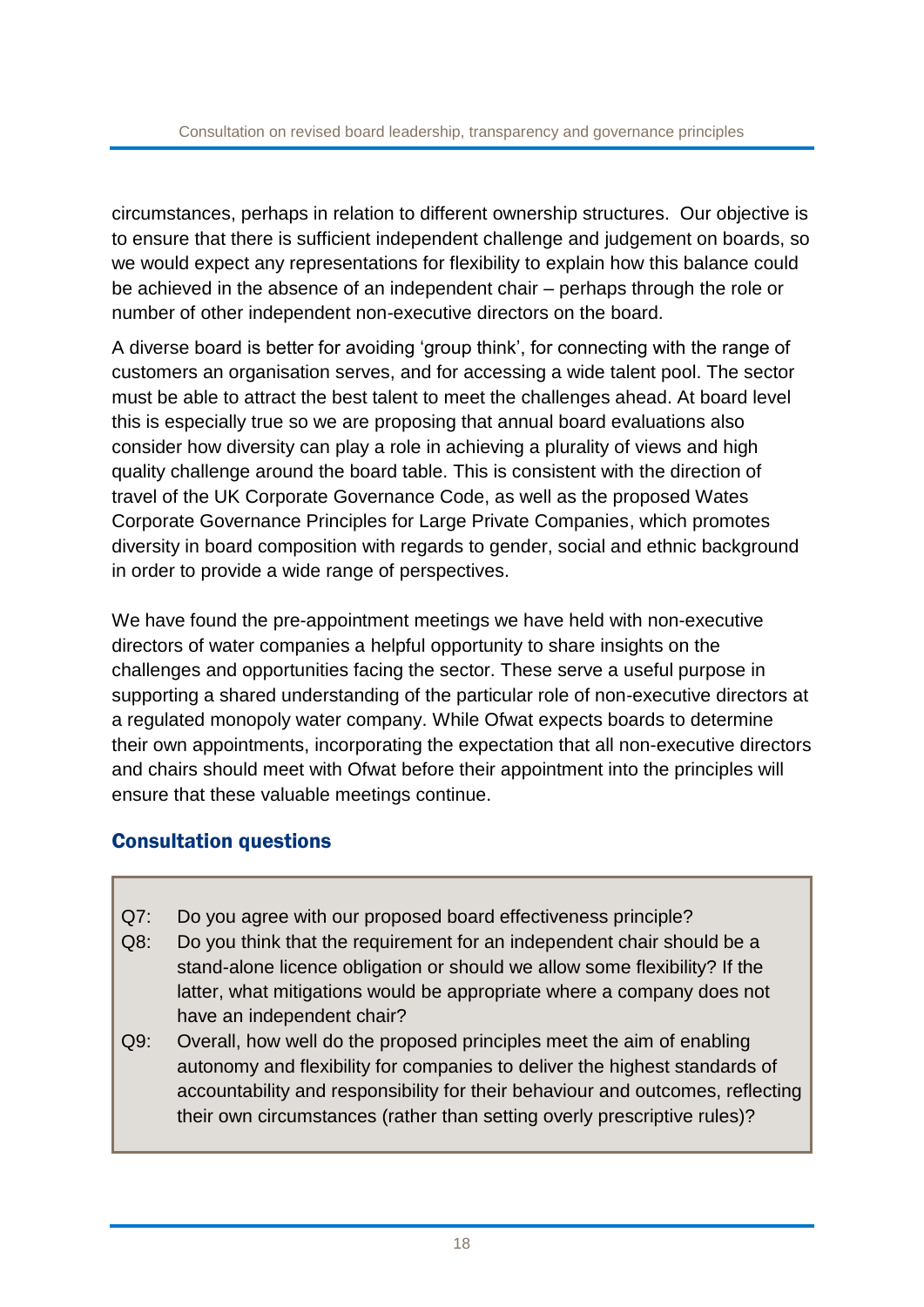circumstances, perhaps in relation to different ownership structures. Our objective is to ensure that there is sufficient independent challenge and judgement on boards, so we would expect any representations for flexibility to explain how this balance could be achieved in the absence of an independent chair – perhaps through the role or number of other independent non-executive directors on the board.

A diverse board is better for avoiding 'group think', for connecting with the range of customers an organisation serves, and for accessing a wide talent pool. The sector must be able to attract the best talent to meet the challenges ahead. At board level this is especially true so we are proposing that annual board evaluations also consider how diversity can play a role in achieving a plurality of views and high quality challenge around the board table. This is consistent with the direction of travel of the UK Corporate Governance Code, as well as the proposed Wates Corporate Governance Principles for Large Private Companies, which promotes diversity in board composition with regards to gender, social and ethnic background in order to provide a wide range of perspectives.

We have found the pre-appointment meetings we have held with non-executive directors of water companies a helpful opportunity to share insights on the challenges and opportunities facing the sector. These serve a useful purpose in supporting a shared understanding of the particular role of non-executive directors at a regulated monopoly water company. While Ofwat expects boards to determine their own appointments, incorporating the expectation that all non-executive directors and chairs should meet with Ofwat before their appointment into the principles will ensure that these valuable meetings continue.

## Consultation questions

Q7: Do you agree with our proposed board effectiveness principle?

Q8: Do you think that the requirement for an independent chair should be a stand-alone licence obligation or should we allow some flexibility? If the latter, what mitigations would be appropriate where a company does not have an independent chair?

Q9: Overall, how well do the proposed principles meet the aim of enabling autonomy and flexibility for companies to deliver the highest standards of accountability and responsibility for their behaviour and outcomes, reflecting their own circumstances (rather than setting overly prescriptive rules)?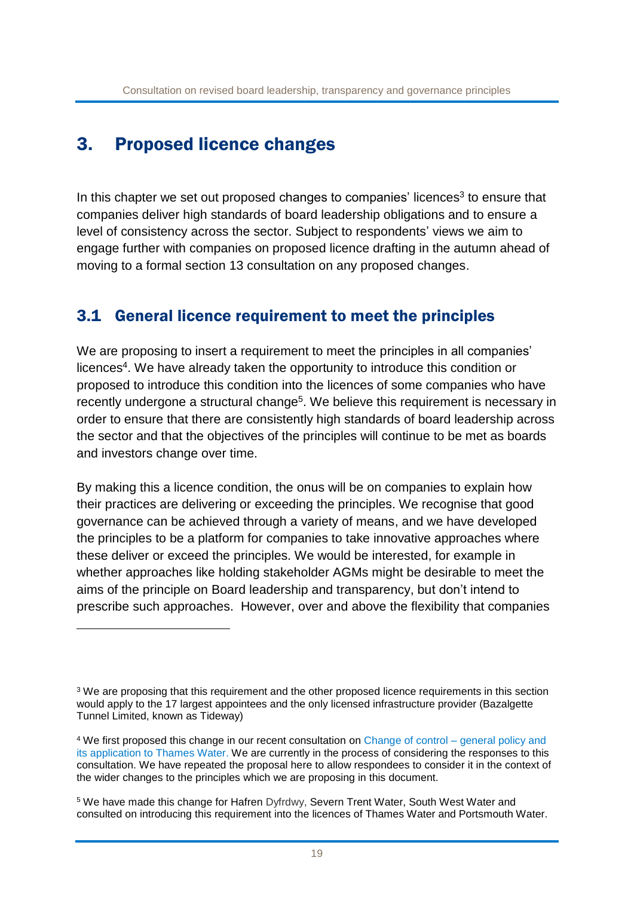# 3. Proposed licence changes

In this chapter we set out proposed changes to companies' licences[3] to ensure that companies deliver high standards of board leadership obligations and to ensure a level of consistency across the sector. Subject to respondents' views we aim to engage further with companies on proposed licence drafting in the autumn ahead of moving to a formal section 13 consultation on any proposed changes.

## 3.1 General licence requirement to meet the principles

We are proposing to insert a requirement to meet the principles in all companies' licences[4]. We have already taken the opportunity to introduce this condition or proposed to introduce this condition into the licences of some companies who have recently undergone a structural change[5]. We believe this requirement is necessary in order to ensure that there are consistently high standards of board leadership across the sector and that the objectives of the principles will continue to be met as boards and investors change over time.

By making this a licence condition, the onus will be on companies to explain how their practices are delivering or exceeding the principles. We recognise that good governance can be achieved through a variety of means, and we have developed the principles to be a platform for companies to take innovative approaches where these deliver or exceed the principles. We would be interested, for example in whether approaches like holding stakeholder AGMs might be desirable to meet the aims of the principle on Board leadership and transparency, but don't intend to prescribe such approaches. However, over and above the flexibility that companies

---

[3] We are proposing that this requirement and the other proposed licence requirements in this section would apply to the 17 largest appointees and the only licensed infrastructure provider (Bazalgette Tunnel Limited, known as Tideway)

[4] We first proposed this change in our recent consultation on Change of control – general policy and its application to Thames Water. We are currently in the process of considering the responses to this consultation. We have repeated the proposal here to allow respondees to consider it in the context of the wider changes to the principles which we are proposing in this document.

[5] We have made this change for Hafren Dyfrdwy, Severn Trent Water, South West Water and consulted on introducing this requirement into the licences of Thames Water and Portsmouth Water.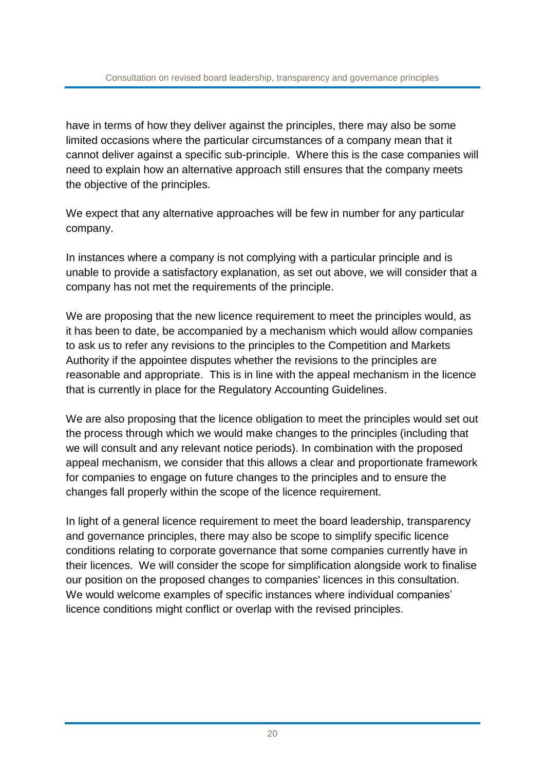have in terms of how they deliver against the principles, there may also be some limited occasions where the particular circumstances of a company mean that it cannot deliver against a specific sub-principle. Where this is the case companies will need to explain how an alternative approach still ensures that the company meets the objective of the principles.

We expect that any alternative approaches will be few in number for any particular company.

In instances where a company is not complying with a particular principle and is unable to provide a satisfactory explanation, as set out above, we will consider that a company has not met the requirements of the principle.

We are proposing that the new licence requirement to meet the principles would, as it has been to date, be accompanied by a mechanism which would allow companies to ask us to refer any revisions to the principles to the Competition and Markets Authority if the appointee disputes whether the revisions to the principles are reasonable and appropriate. This is in line with the appeal mechanism in the licence that is currently in place for the Regulatory Accounting Guidelines.

We are also proposing that the licence obligation to meet the principles would set out the process through which we would make changes to the principles (including that we will consult and any relevant notice periods). In combination with the proposed appeal mechanism, we consider that this allows a clear and proportionate framework for companies to engage on future changes to the principles and to ensure the changes fall properly within the scope of the licence requirement.

In light of a general licence requirement to meet the board leadership, transparency and governance principles, there may also be scope to simplify specific licence conditions relating to corporate governance that some companies currently have in their licences. We will consider the scope for simplification alongside work to finalise our position on the proposed changes to companies' licences in this consultation. We would welcome examples of specific instances where individual companies' licence conditions might conflict or overlap with the revised principles.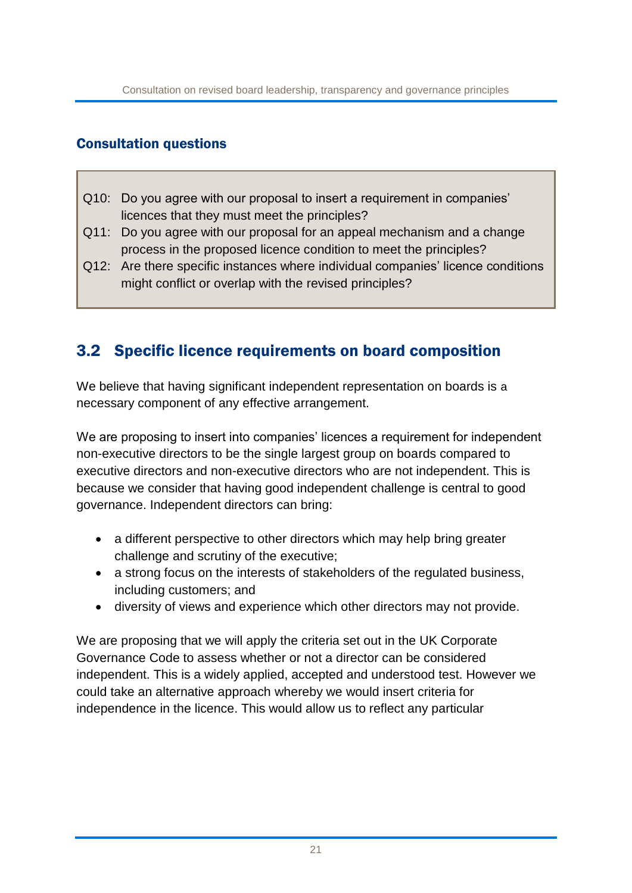### Consultation questions

> Q10: Do you agree with our proposal to insert a requirement in companies' licences that they must meet the principles?
>
> Q11: Do you agree with our proposal for an appeal mechanism and a change process in the proposed licence condition to meet the principles?
>
> Q12: Are there specific instances where individual companies' licence conditions might conflict or overlap with the revised principles?

## 3.2 Specific licence requirements on board composition

We believe that having significant independent representation on boards is a necessary component of any effective arrangement.

We are proposing to insert into companies' licences a requirement for independent non-executive directors to be the single largest group on boards compared to executive directors and non-executive directors who are not independent. This is because we consider that having good independent challenge is central to good governance. Independent directors can bring:

- a different perspective to other directors which may help bring greater challenge and scrutiny of the executive;
- a strong focus on the interests of stakeholders of the regulated business, including customers; and
- diversity of views and experience which other directors may not provide.

We are proposing that we will apply the criteria set out in the UK Corporate Governance Code to assess whether or not a director can be considered independent. This is a widely applied, accepted and understood test. However we could take an alternative approach whereby we would insert criteria for independence in the licence. This would allow us to reflect any particular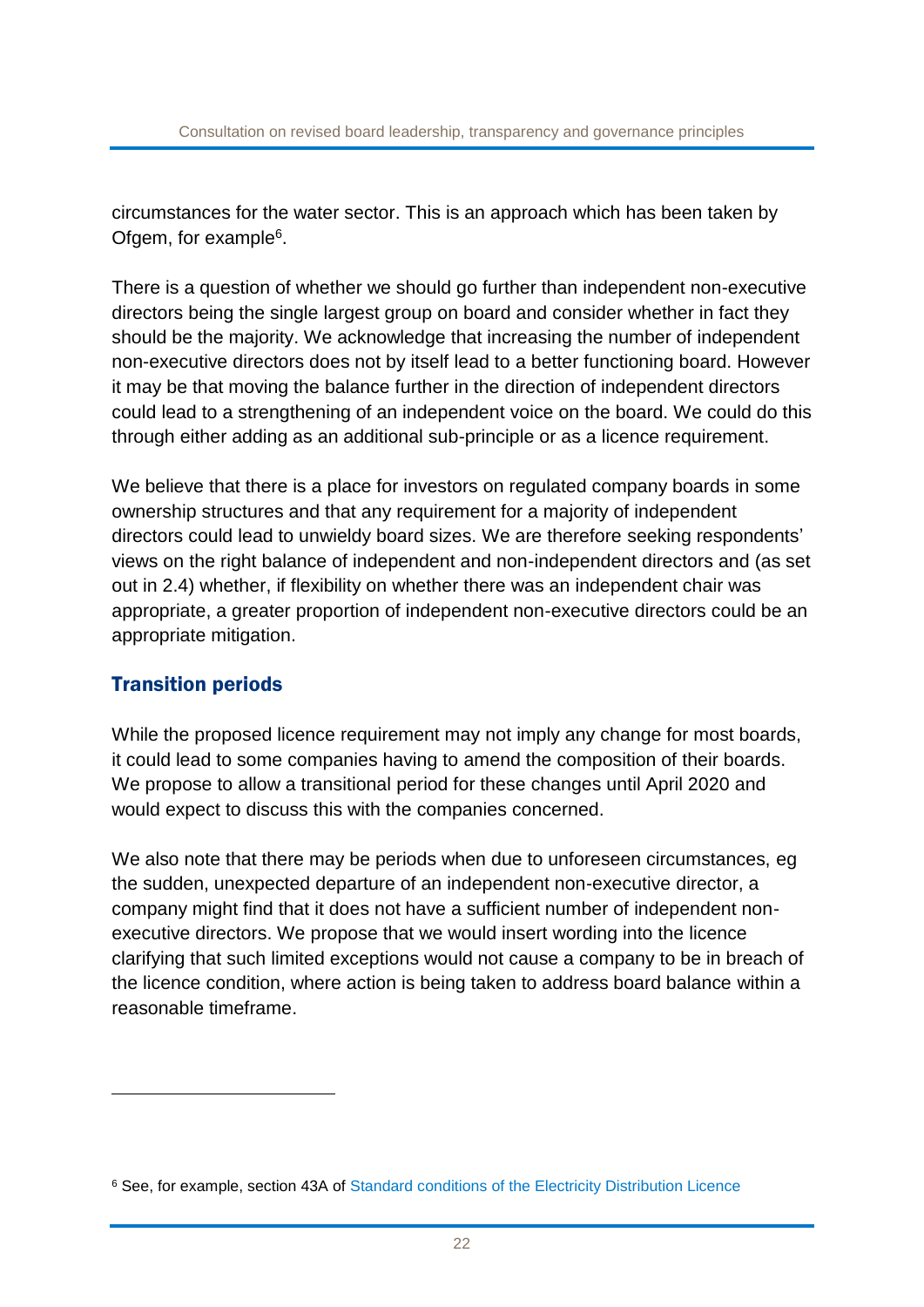circumstances for the water sector. This is an approach which has been taken by Ofgem, for example[6].

There is a question of whether we should go further than independent non-executive directors being the single largest group on board and consider whether in fact they should be the majority. We acknowledge that increasing the number of independent non-executive directors does not by itself lead to a better functioning board. However it may be that moving the balance further in the direction of independent directors could lead to a strengthening of an independent voice on the board. We could do this through either adding as an additional sub-principle or as a licence requirement.

We believe that there is a place for investors on regulated company boards in some ownership structures and that any requirement for a majority of independent directors could lead to unwieldy board sizes. We are therefore seeking respondents' views on the right balance of independent and non-independent directors and (as set out in 2.4) whether, if flexibility on whether there was an independent chair was appropriate, a greater proportion of independent non-executive directors could be an appropriate mitigation.

## Transition periods

While the proposed licence requirement may not imply any change for most boards, it could lead to some companies having to amend the composition of their boards. We propose to allow a transitional period for these changes until April 2020 and would expect to discuss this with the companies concerned.

We also note that there may be periods when due to unforeseen circumstances, eg the sudden, unexpected departure of an independent non-executive director, a company might find that it does not have a sufficient number of independent non-executive directors. We propose that we would insert wording into the licence clarifying that such limited exceptions would not cause a company to be in breach of the licence condition, where action is being taken to address board balance within a reasonable timeframe.

---

[6] See, for example, section 43A of Standard conditions of the Electricity Distribution Licence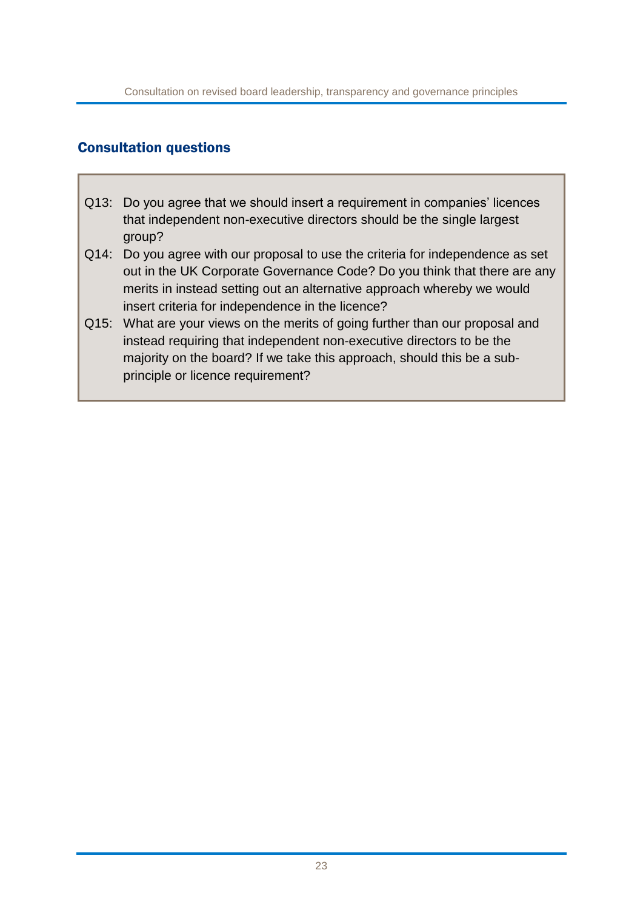## Consultation questions

Q13: Do you agree that we should insert a requirement in companies' licences that independent non-executive directors should be the single largest group?

Q14: Do you agree with our proposal to use the criteria for independence as set out in the UK Corporate Governance Code? Do you think that there are any merits in instead setting out an alternative approach whereby we would insert criteria for independence in the licence?

Q15: What are your views on the merits of going further than our proposal and instead requiring that independent non-executive directors to be the majority on the board? If we take this approach, should this be a sub-principle or licence requirement?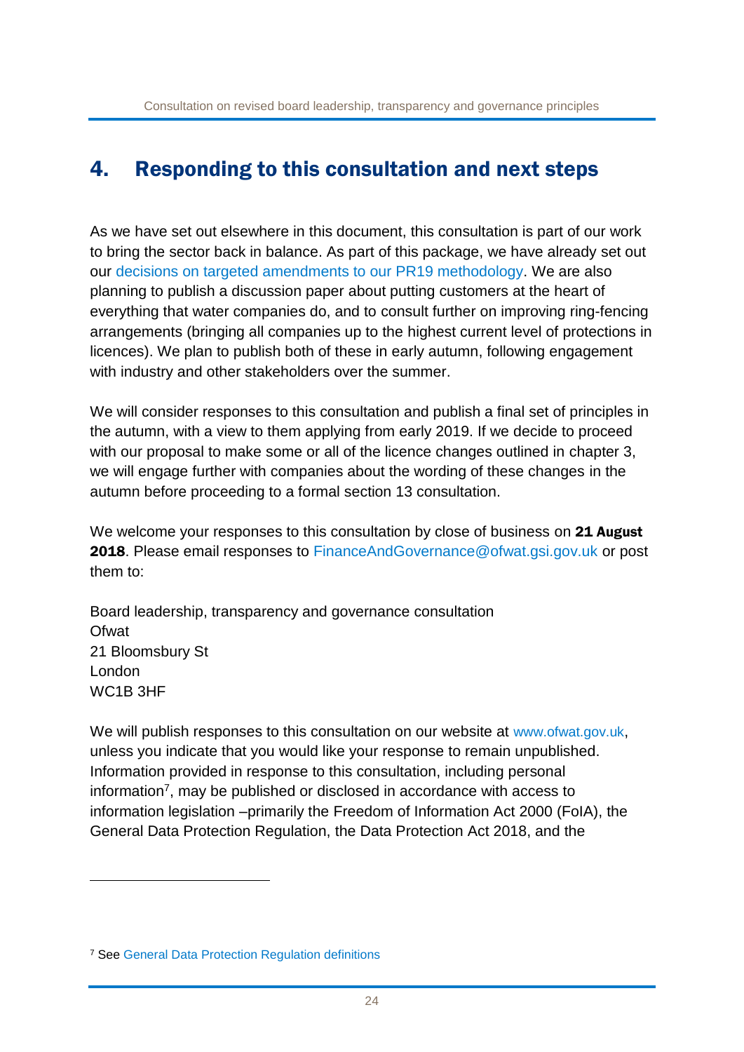## 4. Responding to this consultation and next steps

As we have set out elsewhere in this document, this consultation is part of our work to bring the sector back in balance. As part of this package, we have already set out our decisions on targeted amendments to our PR19 methodology. We are also planning to publish a discussion paper about putting customers at the heart of everything that water companies do, and to consult further on improving ring-fencing arrangements (bringing all companies up to the highest current level of protections in licences). We plan to publish both of these in early autumn, following engagement with industry and other stakeholders over the summer.

We will consider responses to this consultation and publish a final set of principles in the autumn, with a view to them applying from early 2019. If we decide to proceed with our proposal to make some or all of the licence changes outlined in chapter 3, we will engage further with companies about the wording of these changes in the autumn before proceeding to a formal section 13 consultation.

We welcome your responses to this consultation by close of business on **21 August 2018**. Please email responses to FinanceAndGovernance@ofwat.gsi.gov.uk or post them to:

Board leadership, transparency and governance consultation
Ofwat
21 Bloomsbury St
London
WC1B 3HF

We will publish responses to this consultation on our website at www.ofwat.gov.uk, unless you indicate that you would like your response to remain unpublished. Information provided in response to this consultation, including personal information[7], may be published or disclosed in accordance with access to information legislation –primarily the Freedom of Information Act 2000 (FoIA), the General Data Protection Regulation, the Data Protection Act 2018, and the

[7] See General Data Protection Regulation definitions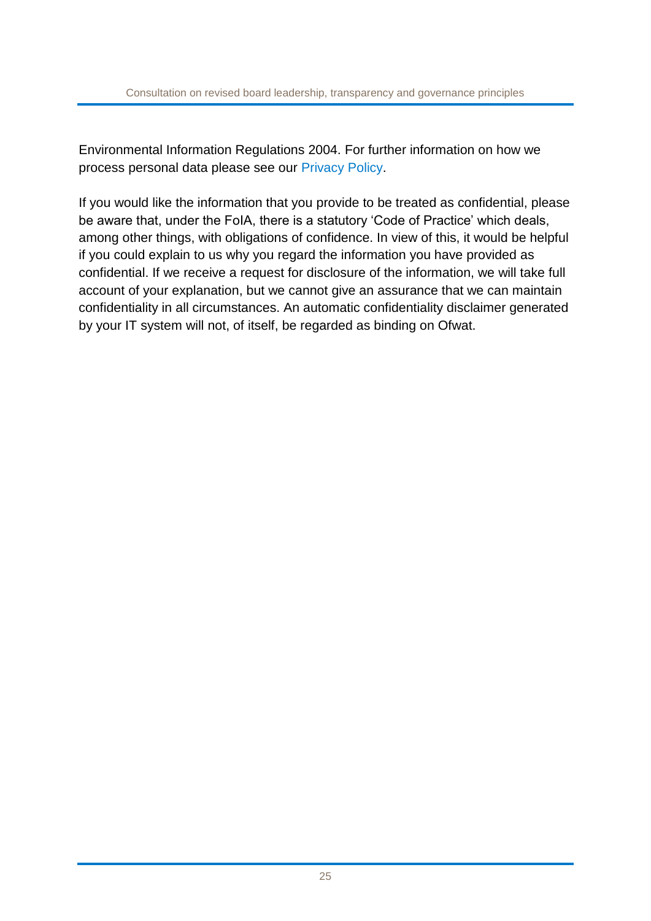Environmental Information Regulations 2004. For further information on how we process personal data please see our Privacy Policy.

If you would like the information that you provide to be treated as confidential, please be aware that, under the FoIA, there is a statutory 'Code of Practice' which deals, among other things, with obligations of confidence. In view of this, it would be helpful if you could explain to us why you regard the information you have provided as confidential. If we receive a request for disclosure of the information, we will take full account of your explanation, but we cannot give an assurance that we can maintain confidentiality in all circumstances. An automatic confidentiality disclaimer generated by your IT system will not, of itself, be regarded as binding on Ofwat.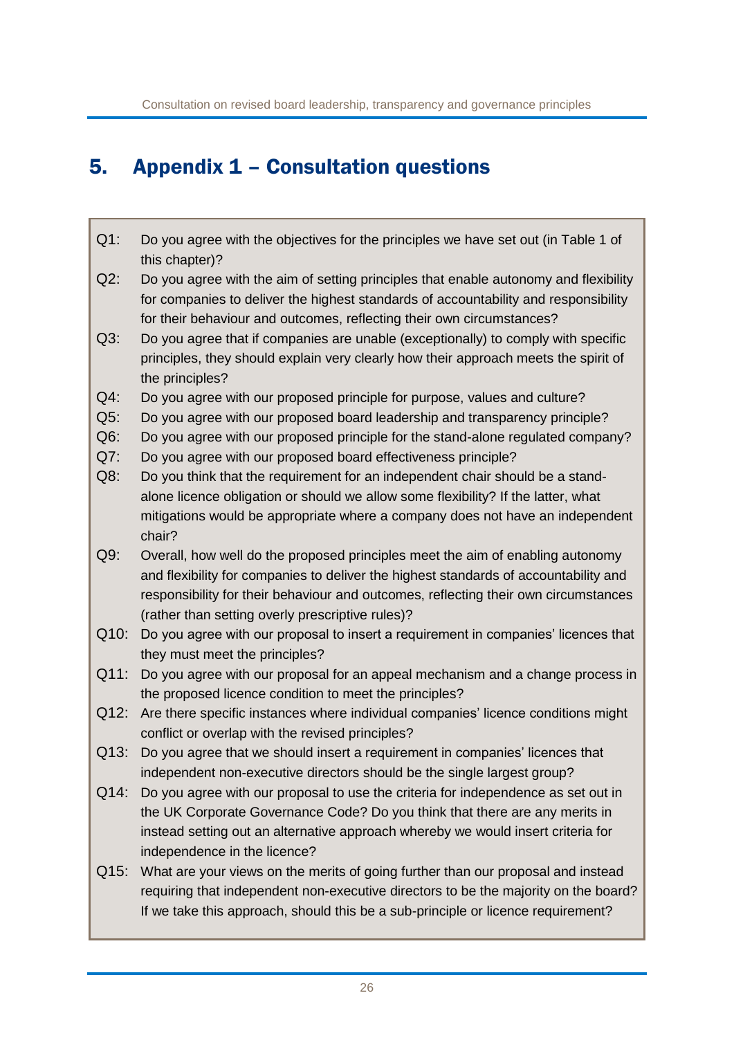## 5. Appendix 1 – Consultation questions

Q1: Do you agree with the objectives for the principles we have set out (in Table 1 of this chapter)?

Q2: Do you agree with the aim of setting principles that enable autonomy and flexibility for companies to deliver the highest standards of accountability and responsibility for their behaviour and outcomes, reflecting their own circumstances?

Q3: Do you agree that if companies are unable (exceptionally) to comply with specific principles, they should explain very clearly how their approach meets the spirit of the principles?

Q4: Do you agree with our proposed principle for purpose, values and culture?

Q5: Do you agree with our proposed board leadership and transparency principle?

Q6: Do you agree with our proposed principle for the stand-alone regulated company?

Q7: Do you agree with our proposed board effectiveness principle?

Q8: Do you think that the requirement for an independent chair should be a stand-alone licence obligation or should we allow some flexibility? If the latter, what mitigations would be appropriate where a company does not have an independent chair?

Q9: Overall, how well do the proposed principles meet the aim of enabling autonomy and flexibility for companies to deliver the highest standards of accountability and responsibility for their behaviour and outcomes, reflecting their own circumstances (rather than setting overly prescriptive rules)?

Q10: Do you agree with our proposal to insert a requirement in companies' licences that they must meet the principles?

Q11: Do you agree with our proposal for an appeal mechanism and a change process in the proposed licence condition to meet the principles?

Q12: Are there specific instances where individual companies' licence conditions might conflict or overlap with the revised principles?

Q13: Do you agree that we should insert a requirement in companies' licences that independent non-executive directors should be the single largest group?

Q14: Do you agree with our proposal to use the criteria for independence as set out in the UK Corporate Governance Code? Do you think that there are any merits in instead setting out an alternative approach whereby we would insert criteria for independence in the licence?

Q15: What are your views on the merits of going further than our proposal and instead requiring that independent non-executive directors to be the majority on the board? If we take this approach, should this be a sub-principle or licence requirement?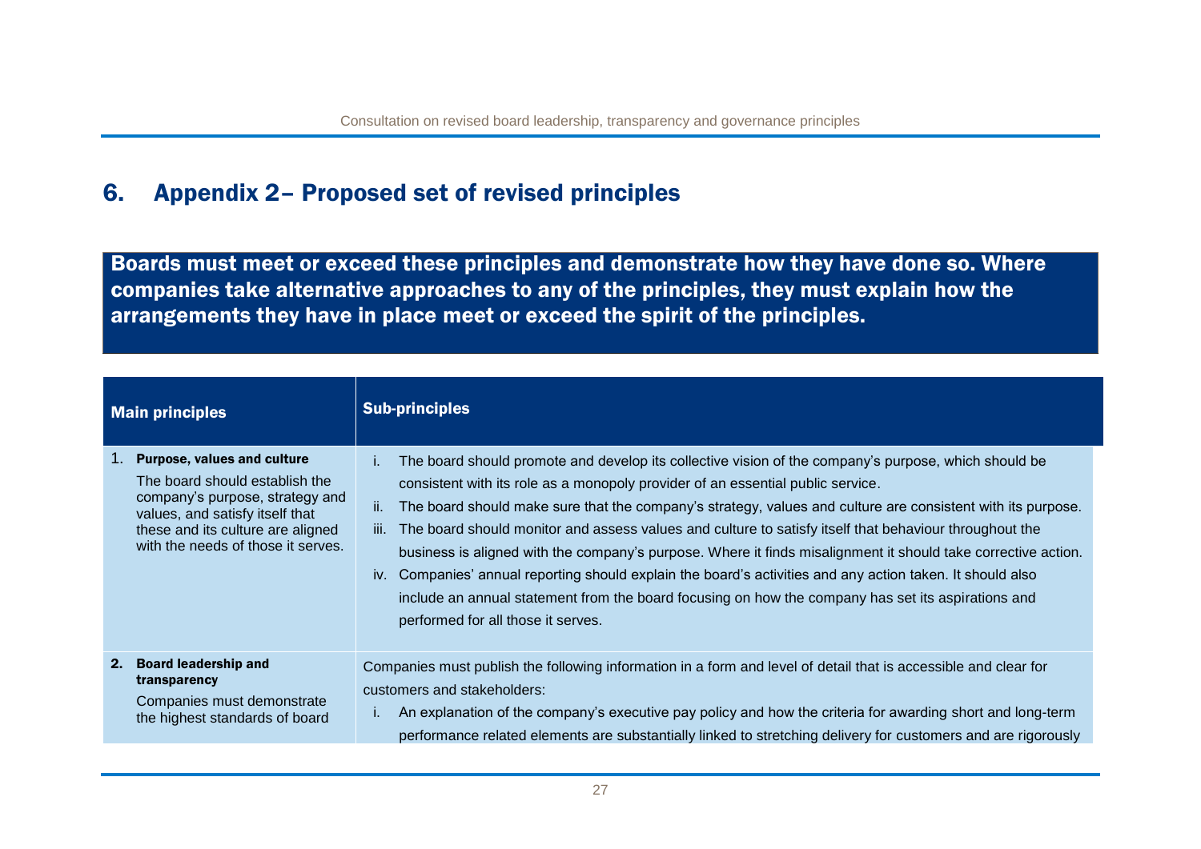## 6. Appendix 2– Proposed set of revised principles

**Boards must meet or exceed these principles and demonstrate how they have done so. Where companies take alternative approaches to any of the principles, they must explain how the arrangements they have in place meet or exceed the spirit of the principles.**

| Main principles | Sub-principles |
|---|---|
| 1. **Purpose, values and culture** The board should establish the company's purpose, strategy and values, and satisfy itself that these and its culture are aligned with the needs of those it serves. | i. The board should promote and develop its collective vision of the company's purpose, which should be consistent with its role as a monopoly provider of an essential public service. ii. The board should make sure that the company's strategy, values and culture are consistent with its purpose. iii. The board should monitor and assess values and culture to satisfy itself that behaviour throughout the business is aligned with the company's purpose. Where it finds misalignment it should take corrective action. iv. Companies' annual reporting should explain the board's activities and any action taken. It should also include an annual statement from the board focusing on how the company has set its aspirations and performed for all those it serves. |
| 2. **Board leadership and transparency** Companies must demonstrate the highest standards of board | Companies must publish the following information in a form and level of detail that is accessible and clear for customers and stakeholders: i. An explanation of the company's executive pay policy and how the criteria for awarding short and long-term performance related elements are substantially linked to stretching delivery for customers and are rigorously |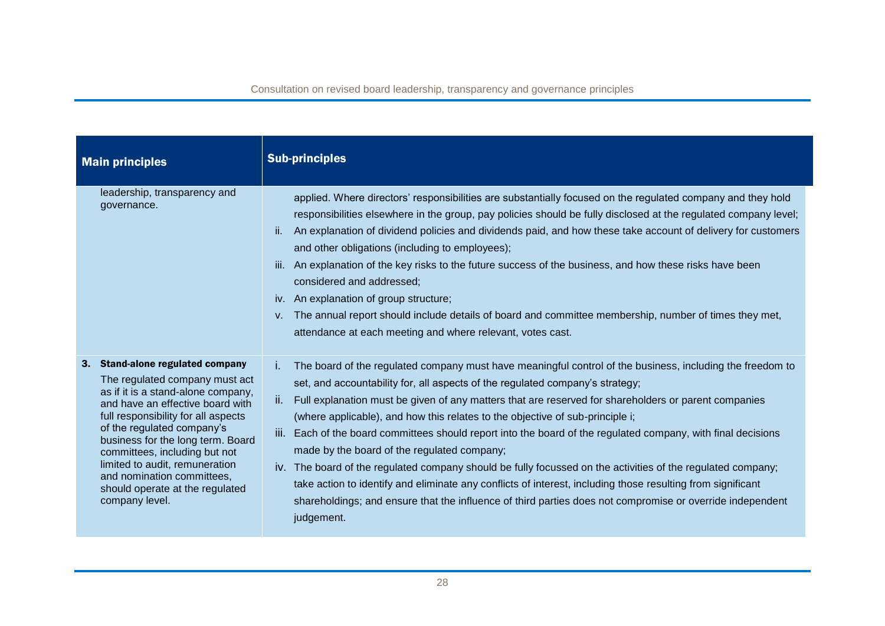| Main principles | Sub-principles |
|---|---|
| leadership, transparency and governance. | applied. Where directors' responsibilities are substantially focused on the regulated company and they hold responsibilities elsewhere in the group, pay policies should be fully disclosed at the regulated company level;<br>ii. An explanation of dividend policies and dividends paid, and how these take account of delivery for customers and other obligations (including to employees);<br>iii. An explanation of the key risks to the future success of the business, and how these risks have been considered and addressed;<br>iv. An explanation of group structure;<br>v. The annual report should include details of board and committee membership, number of times they met, attendance at each meeting and where relevant, votes cast. |
| **3. Stand-alone regulated company**<br>The regulated company must act as if it is a stand-alone company, and have an effective board with full responsibility for all aspects of the regulated company's business for the long term. Board committees, including but not limited to audit, remuneration and nomination committees, should operate at the regulated company level. | i. The board of the regulated company must have meaningful control of the business, including the freedom to set, and accountability for, all aspects of the regulated company's strategy;<br>ii. Full explanation must be given of any matters that are reserved for shareholders or parent companies (where applicable), and how this relates to the objective of sub-principle i;<br>iii. Each of the board committees should report into the board of the regulated company, with final decisions made by the board of the regulated company;<br>iv. The board of the regulated company should be fully focussed on the activities of the regulated company; take action to identify and eliminate any conflicts of interest, including those resulting from significant shareholdings; and ensure that the influence of third parties does not compromise or override independent judgement. |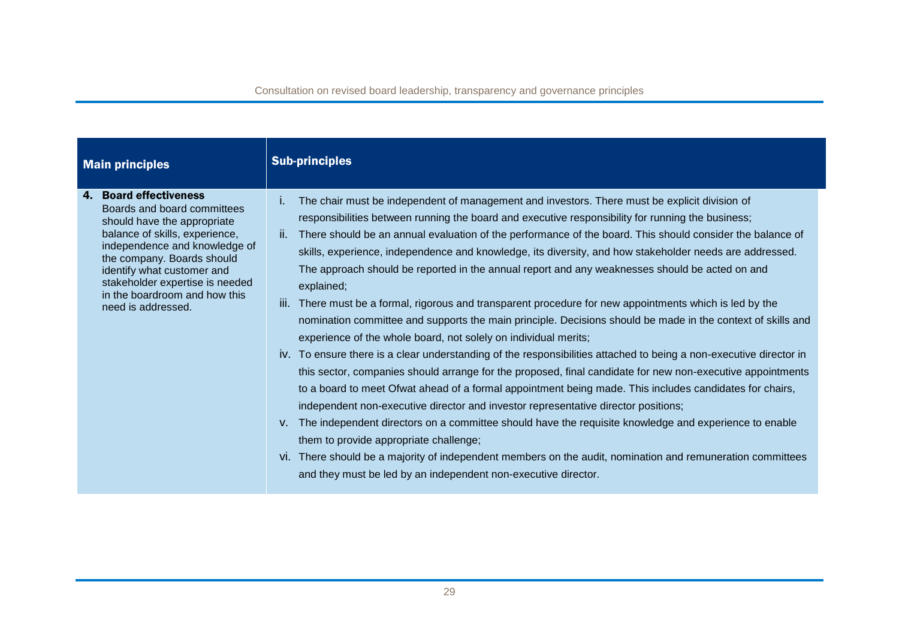| Main principles | Sub-principles |
|---|---|
| **4. Board effectiveness** Boards and board committees should have the appropriate balance of skills, experience, independence and knowledge of the company. Boards should identify what customer and stakeholder expertise is needed in the boardroom and how this need is addressed. | i. The chair must be independent of management and investors. There must be explicit division of responsibilities between running the board and executive responsibility for running the business;<br>ii. There should be an annual evaluation of the performance of the board. This should consider the balance of skills, experience, independence and knowledge, its diversity, and how stakeholder needs are addressed. The approach should be reported in the annual report and any weaknesses should be acted on and explained;<br>iii. There must be a formal, rigorous and transparent procedure for new appointments which is led by the nomination committee and supports the main principle. Decisions should be made in the context of skills and experience of the whole board, not solely on individual merits;<br>iv. To ensure there is a clear understanding of the responsibilities attached to being a non-executive director in this sector, companies should arrange for the proposed, final candidate for new non-executive appointments to a board to meet Ofwat ahead of a formal appointment being made. This includes candidates for chairs, independent non-executive director and investor representative director positions;<br>v. The independent directors on a committee should have the requisite knowledge and experience to enable them to provide appropriate challenge;<br>vi. There should be a majority of independent members on the audit, nomination and remuneration committees and they must be led by an independent non-executive director. |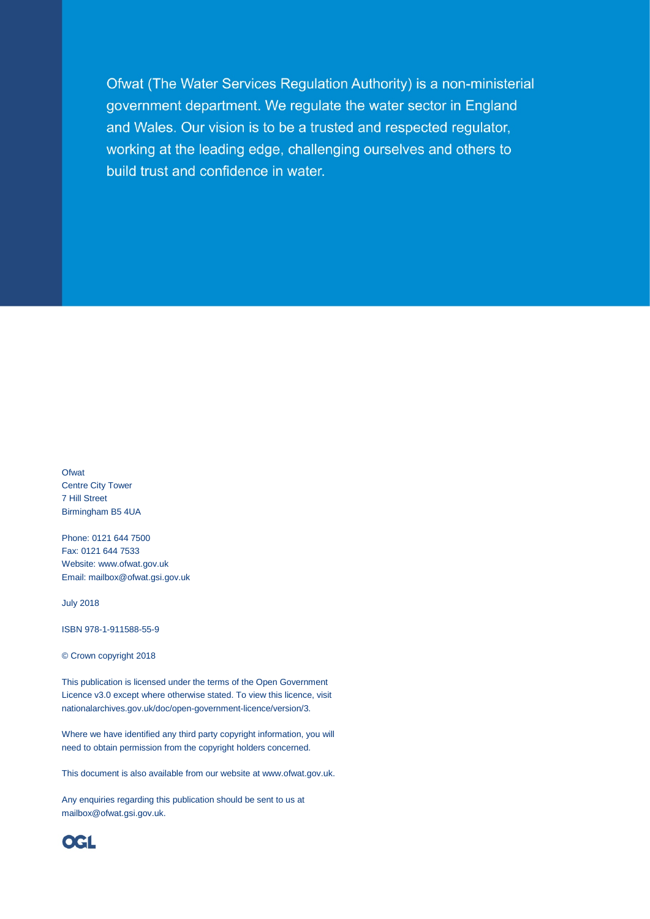Ofwat (The Water Services Regulation Authority) is a non-ministerial government department. We regulate the water sector in England and Wales. Our vision is to be a trusted and respected regulator, working at the leading edge, challenging ourselves and others to build trust and confidence in water.

Ofwat
Centre City Tower
7 Hill Street
Birmingham B5 4UA

Phone: 0121 644 7500
Fax: 0121 644 7533
Website: www.ofwat.gov.uk
Email: mailbox@ofwat.gsi.gov.uk

July 2018

ISBN 978-1-911588-55-9

© Crown copyright 2018

This publication is licensed under the terms of the Open Government Licence v3.0 except where otherwise stated. To view this licence, visit nationalarchives.gov.uk/doc/open-government-licence/version/3.

Where we have identified any third party copyright information, you will need to obtain permission from the copyright holders concerned.

This document is also available from our website at www.ofwat.gov.uk.

Any enquiries regarding this publication should be sent to us at mailbox@ofwat.gsi.gov.uk.

OGL